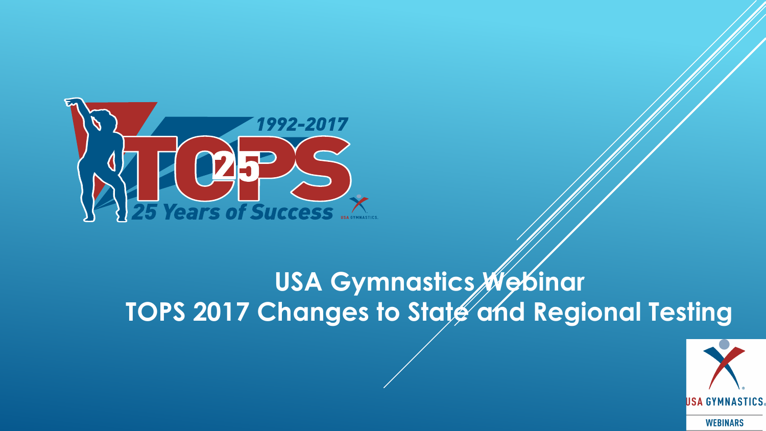1992-2017

TOPS 25

25 Years of Success

# USA Gymnastics Webinar
# TOPS 2017 Changes to State and Regional Testing

USA GYMNASTICS

WEBINARS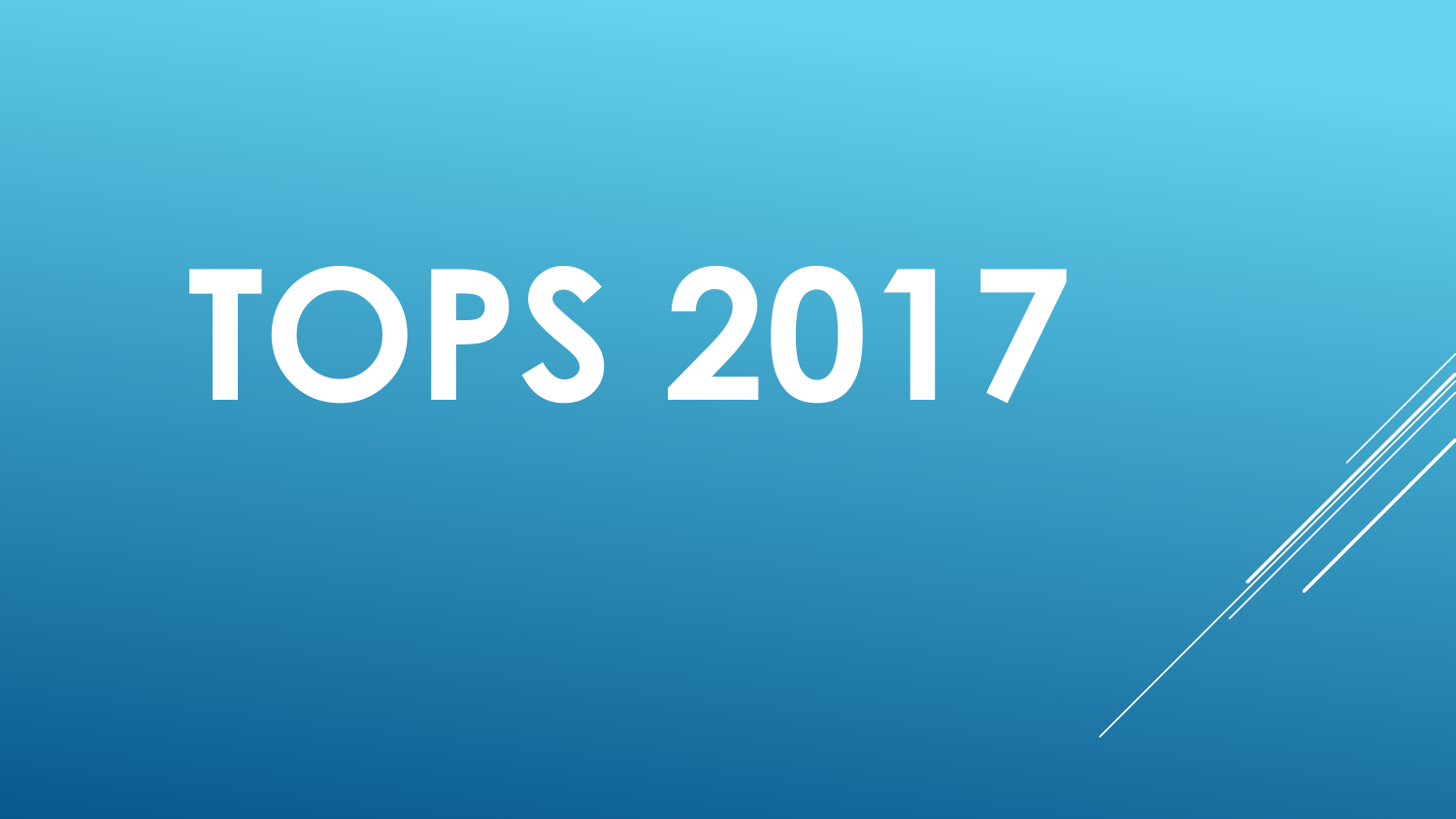# TOPS 2017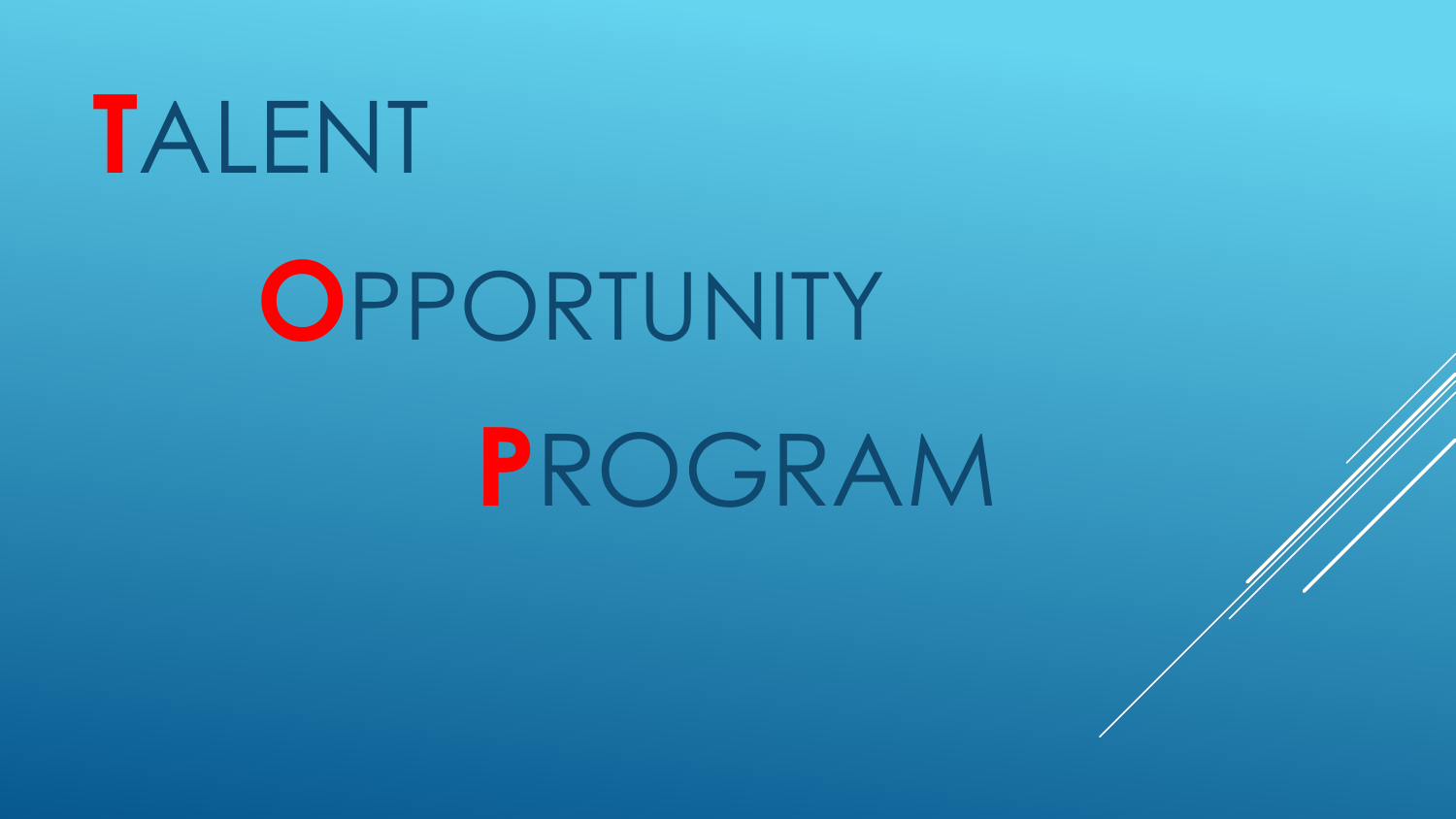# TALENT OPPORTUNITY PROGRAM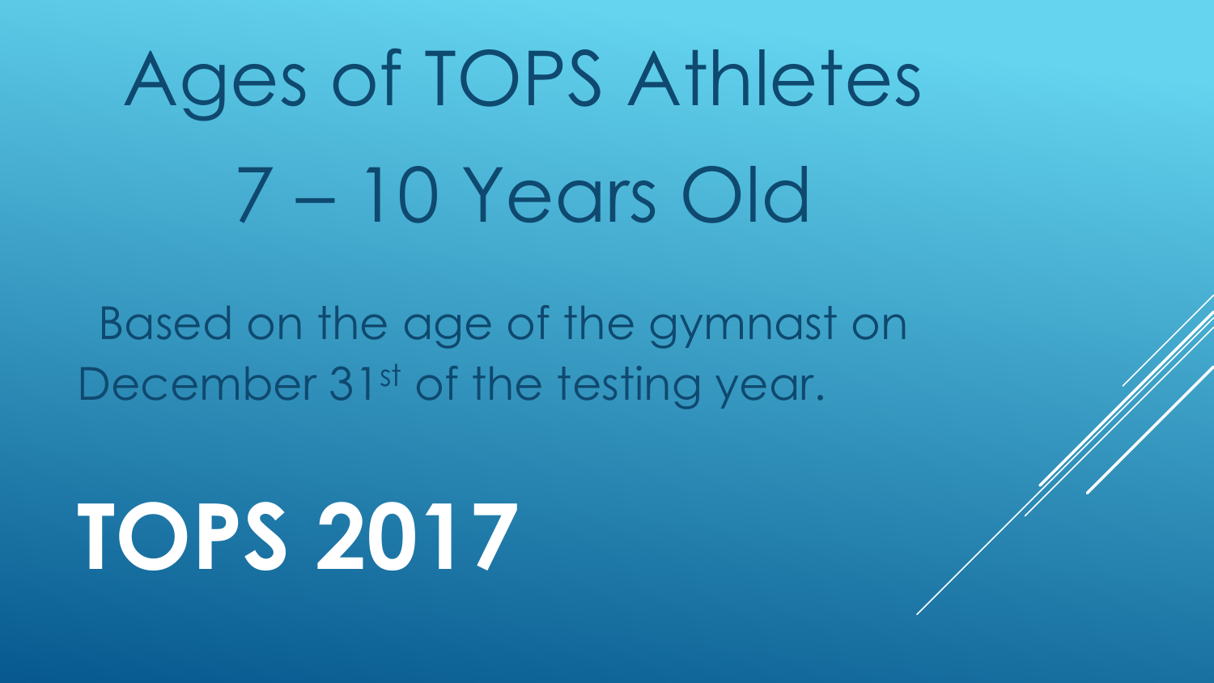# Ages of TOPS Athletes

# 7 – 10 Years Old

Based on the age of the gymnast on December 31st of the testing year.

**TOPS 2017**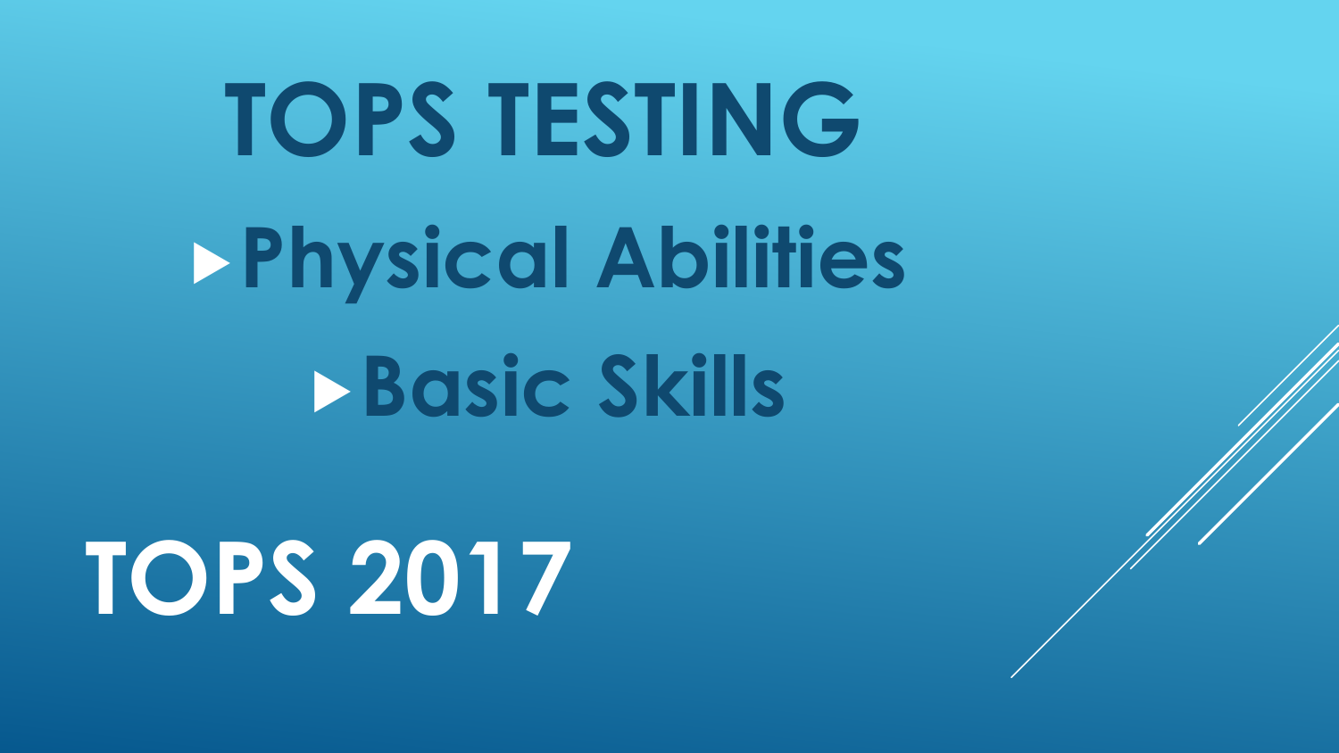# TOPS TESTING

- Physical Abilities
- Basic Skills

# TOPS 2017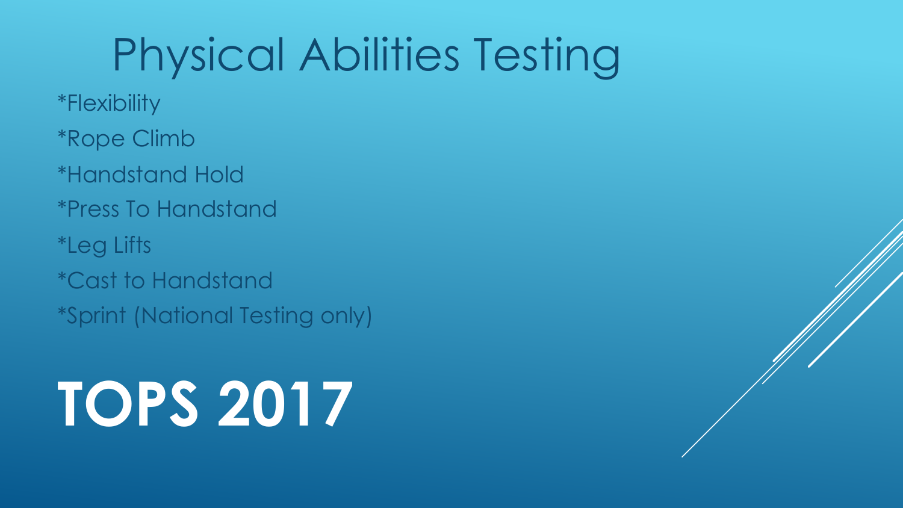# Physical Abilities Testing

*Flexibility

*Rope Climb

*Handstand Hold

*Press To Handstand

*Leg Lifts

*Cast to Handstand

*Sprint (National Testing only)

**TOPS 2017**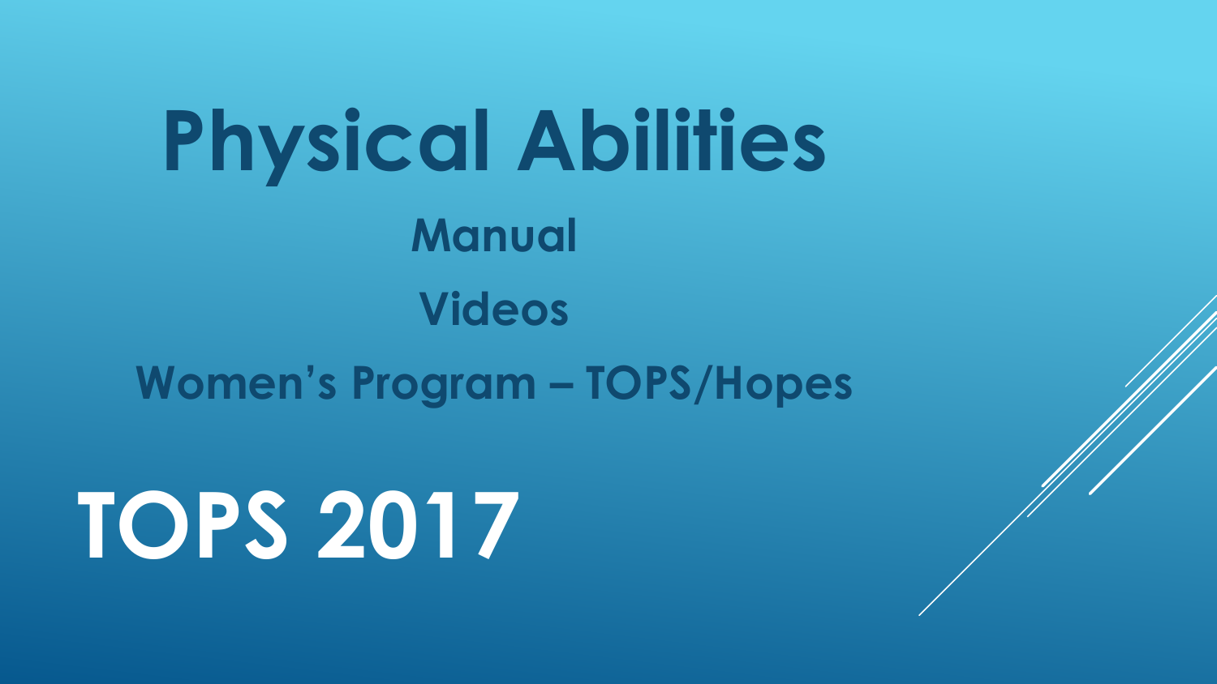# Physical Abilities

**Manual**

**Videos**

**Women's Program – TOPS/Hopes**

# TOPS 2017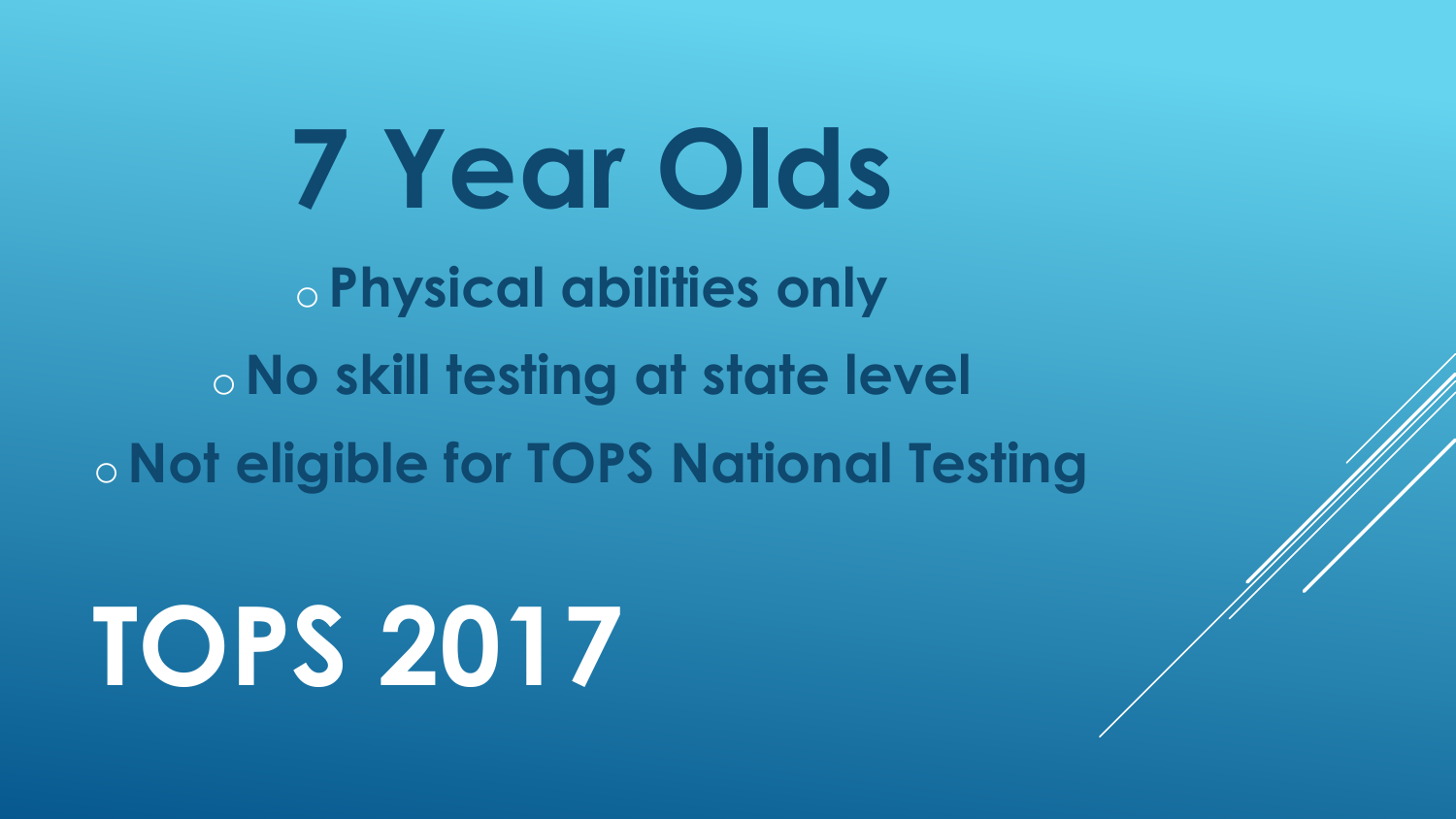# 7 Year Olds

- Physical abilities only
- No skill testing at state level
- Not eligible for TOPS National Testing

# TOPS 2017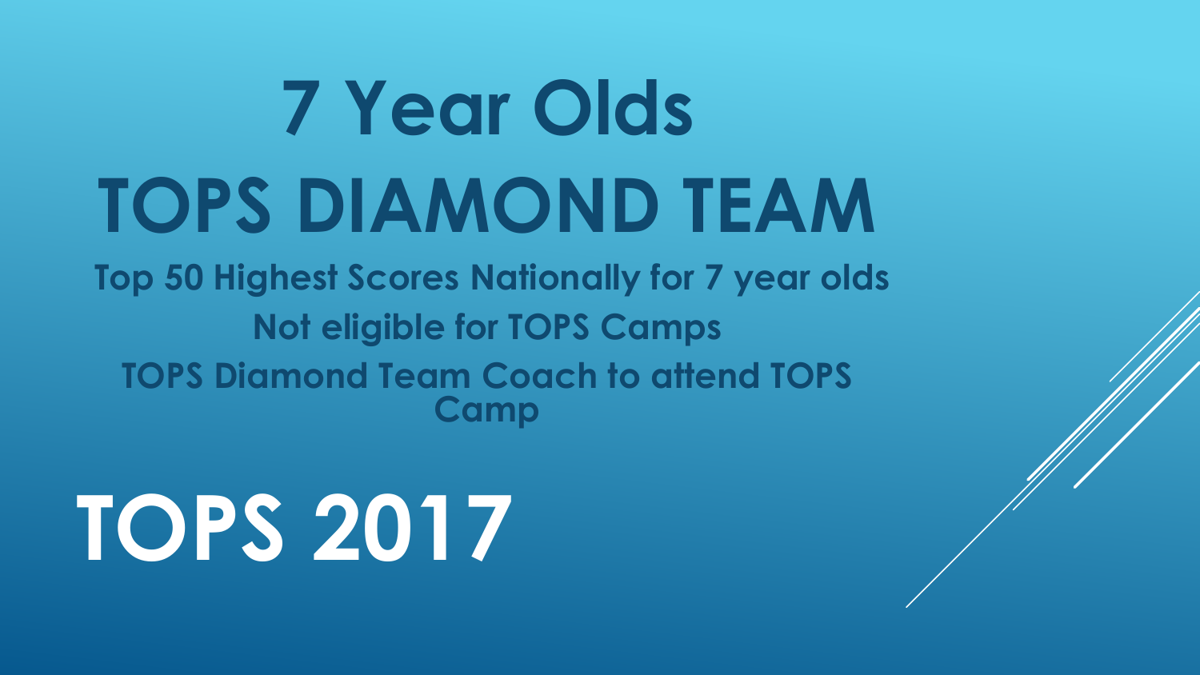# 7 Year Olds
# TOPS DIAMOND TEAM

**Top 50 Highest Scores Nationally for 7 year olds**

**Not eligible for TOPS Camps**

**TOPS Diamond Team Coach to attend TOPS Camp**

# TOPS 2017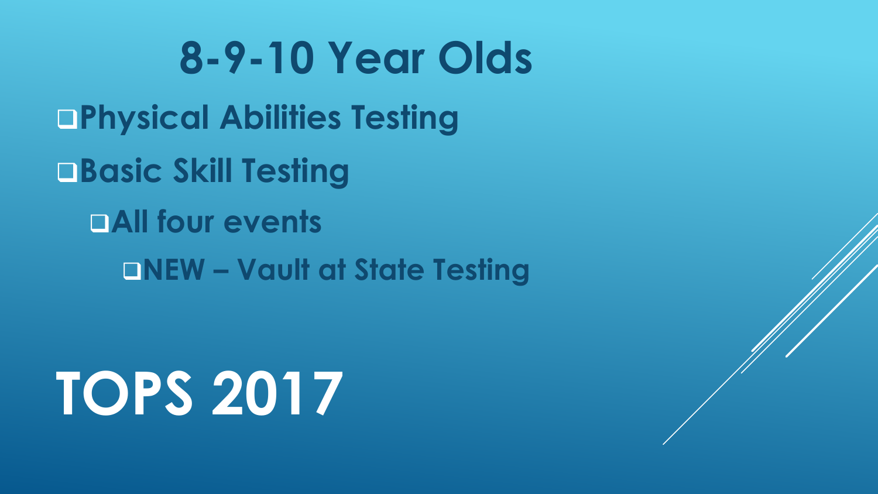# TOPS 2017

## 8-9-10 Year Olds

- Physical Abilities Testing
- Basic Skill Testing
  - All four events
    - NEW – Vault at State Testing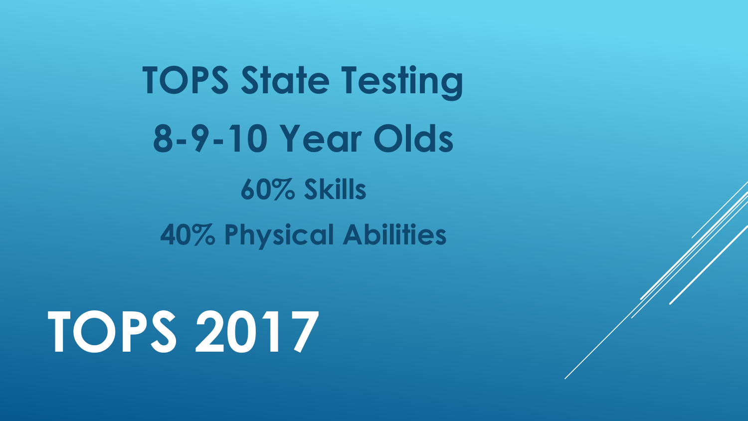## TOPS State Testing

## 8-9-10 Year Olds

**60% Skills**

**40% Physical Abilities**

# TOPS 2017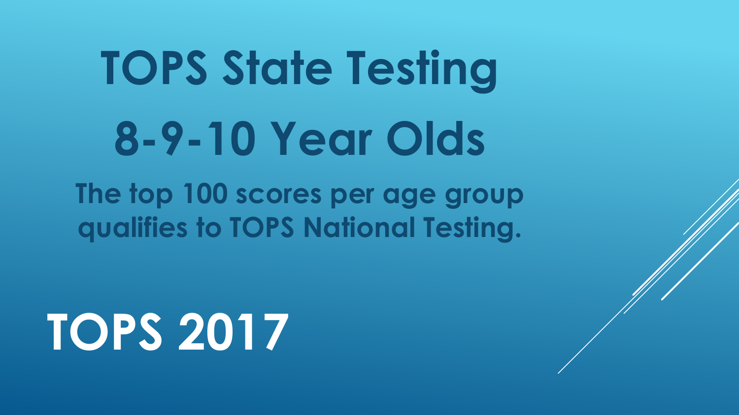# TOPS State Testing

# 8-9-10 Year Olds

**The top 100 scores per age group qualifies to TOPS National Testing.**

# TOPS 2017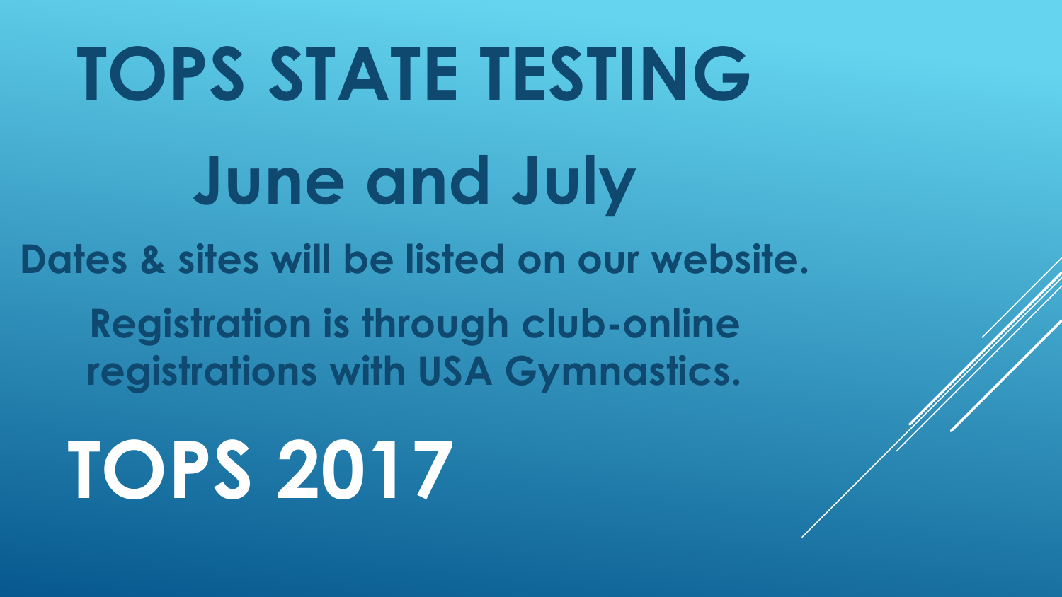# TOPS STATE TESTING

## June and July

**Dates & sites will be listed on our website.**

**Registration is through club-online registrations with USA Gymnastics.**

# TOPS 2017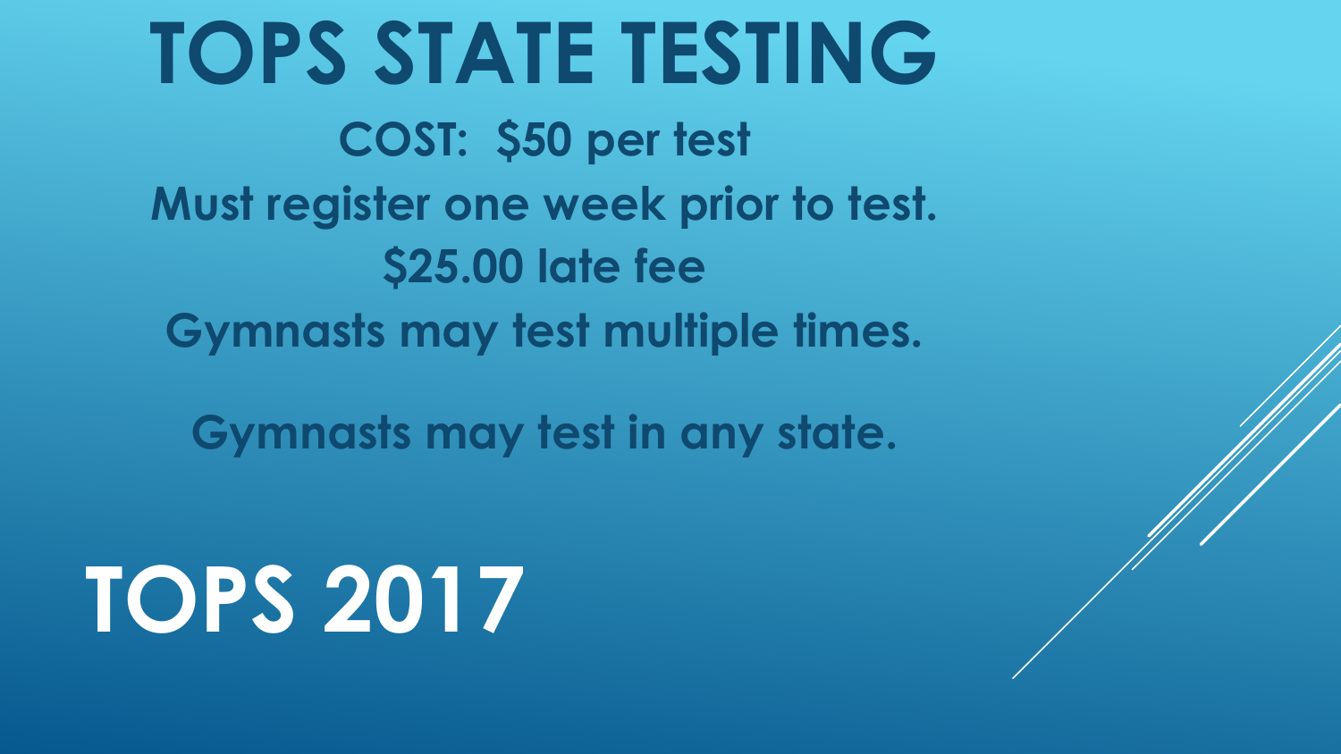# TOPS STATE TESTING

**COST: $50 per test**

**Must register one week prior to test.**

**$25.00 late fee**

**Gymnasts may test multiple times.**

**Gymnasts may test in any state.**

# TOPS 2017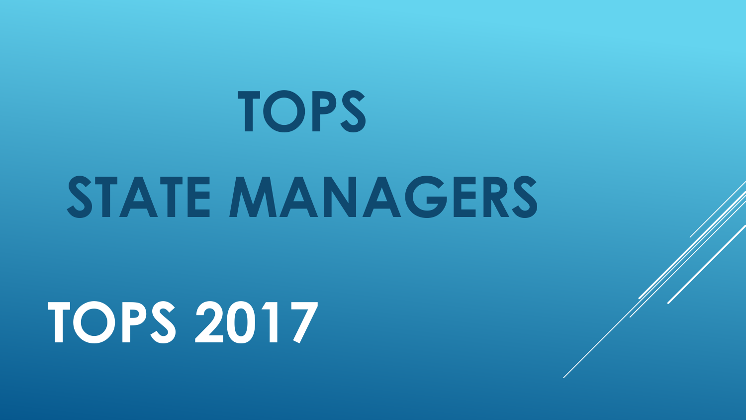# TOPS

# STATE MANAGERS

## TOPS 2017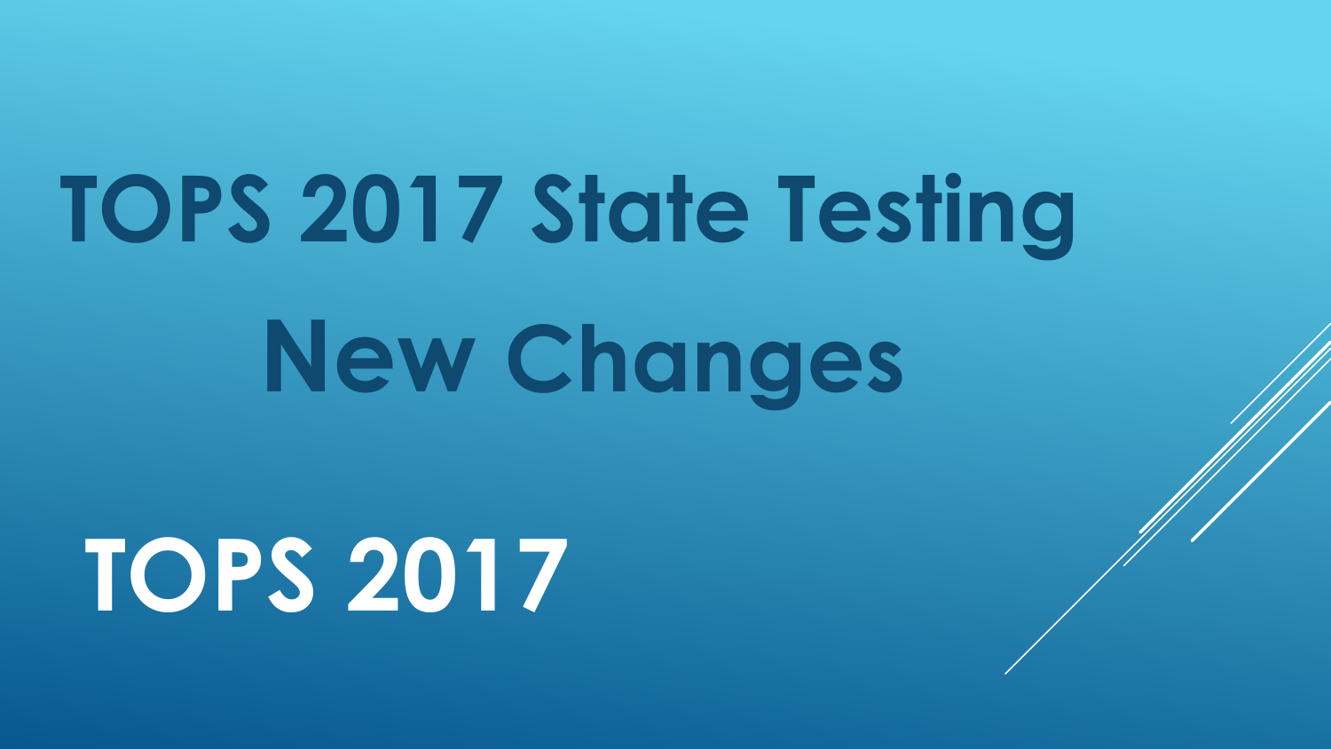# TOPS 2017 State Testing

# New Changes

## TOPS 2017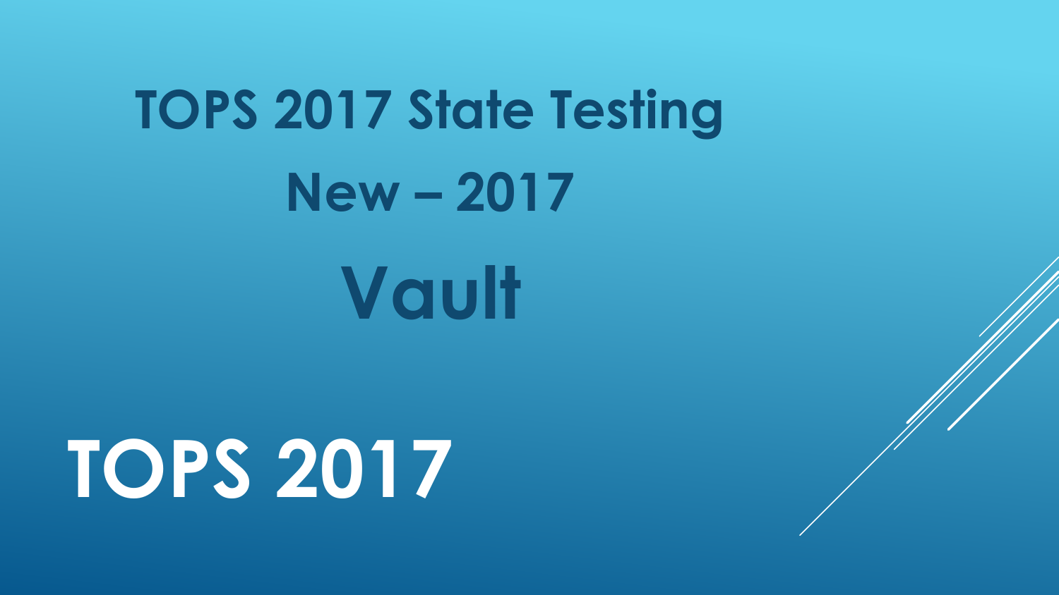# TOPS 2017 State Testing

## New – 2017

## Vault

# TOPS 2017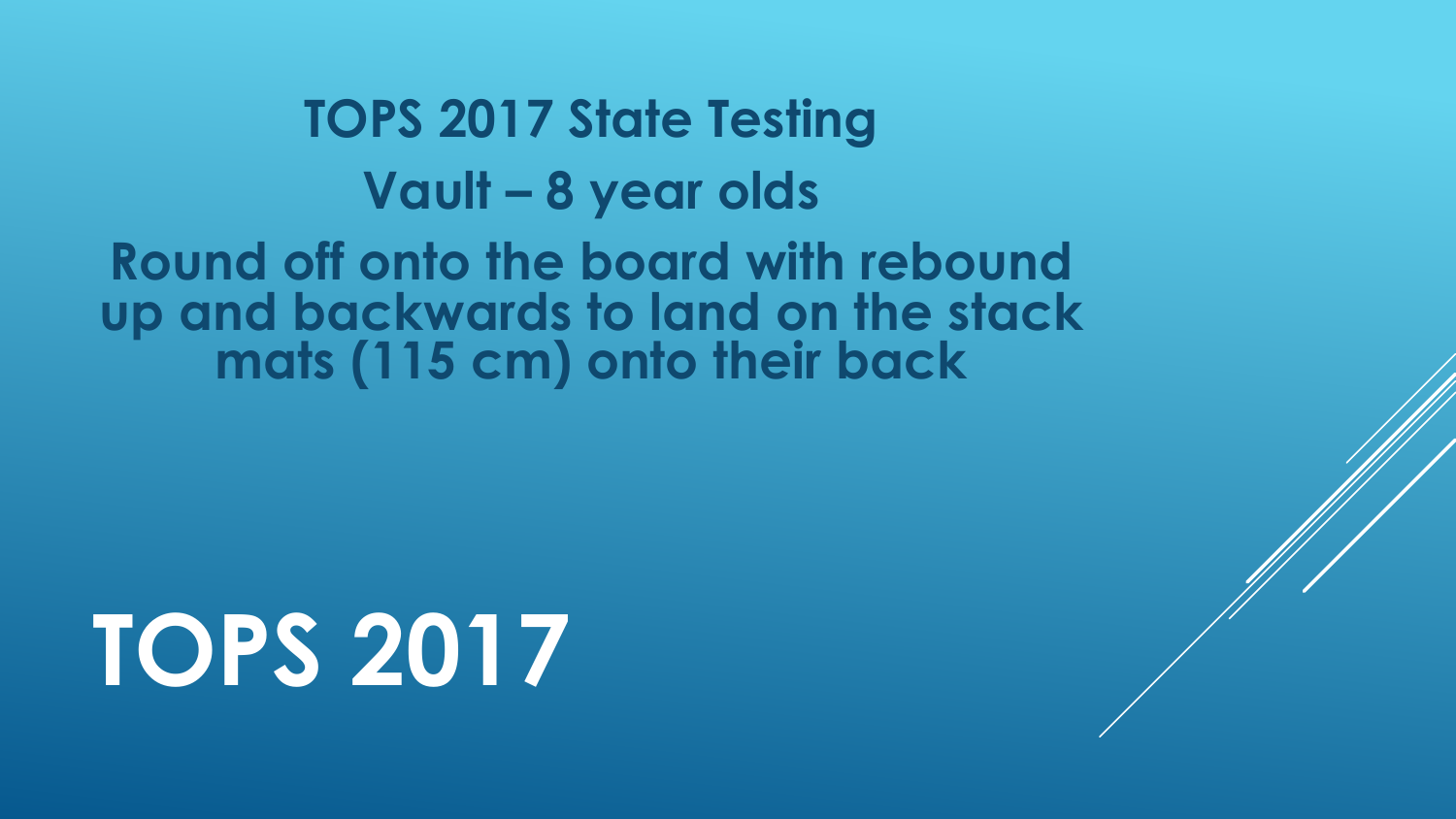**TOPS 2017 State Testing**

**Vault – 8 year olds**

**Round off onto the board with rebound up and backwards to land on the stack mats (115 cm) onto their back**

# TOPS 2017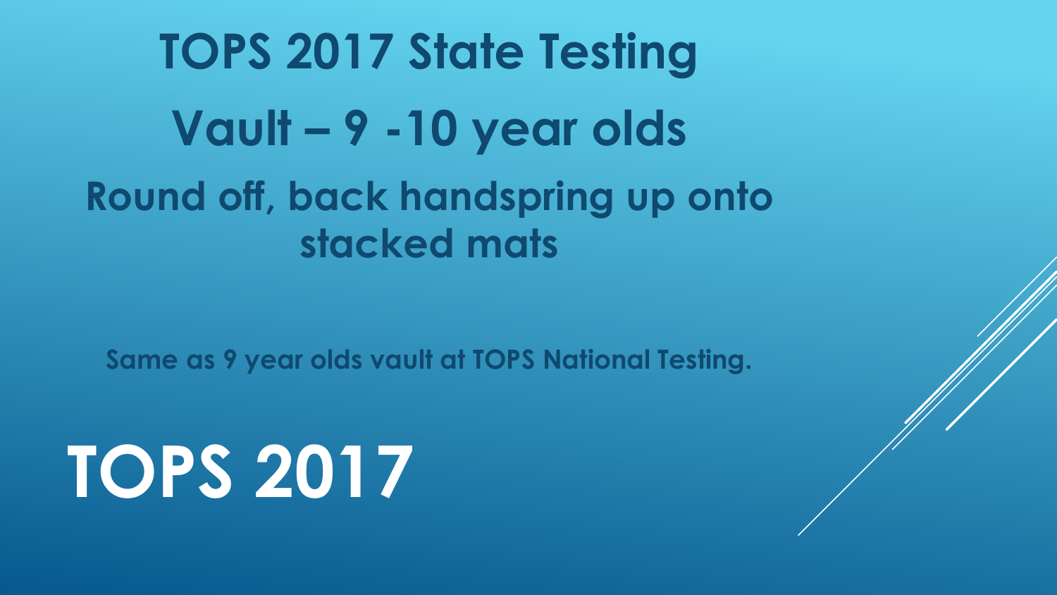# TOPS 2017 State Testing

## Vault – 9 -10 year olds

### Round off, back handspring up onto stacked mats

**Same as 9 year olds vault at TOPS National Testing.**

# TOPS 2017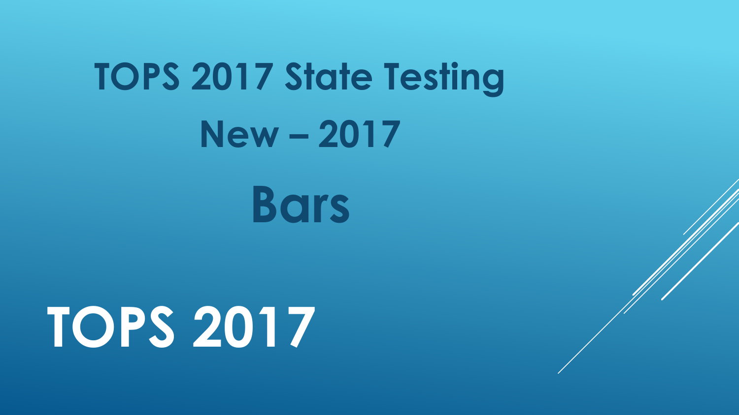# TOPS 2017 State Testing

## New – 2017

## Bars

# TOPS 2017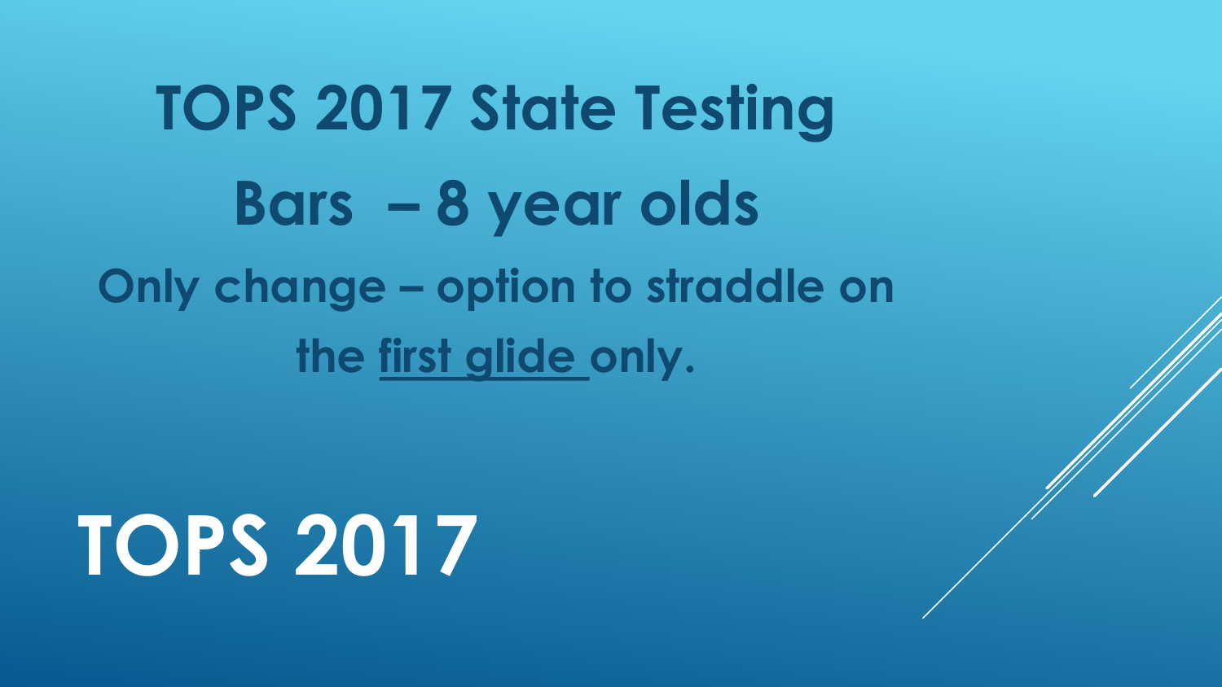# TOPS 2017 State Testing

## Bars – 8 year olds

**Only change – option to straddle on the <u>first glide</u> only.**

# TOPS 2017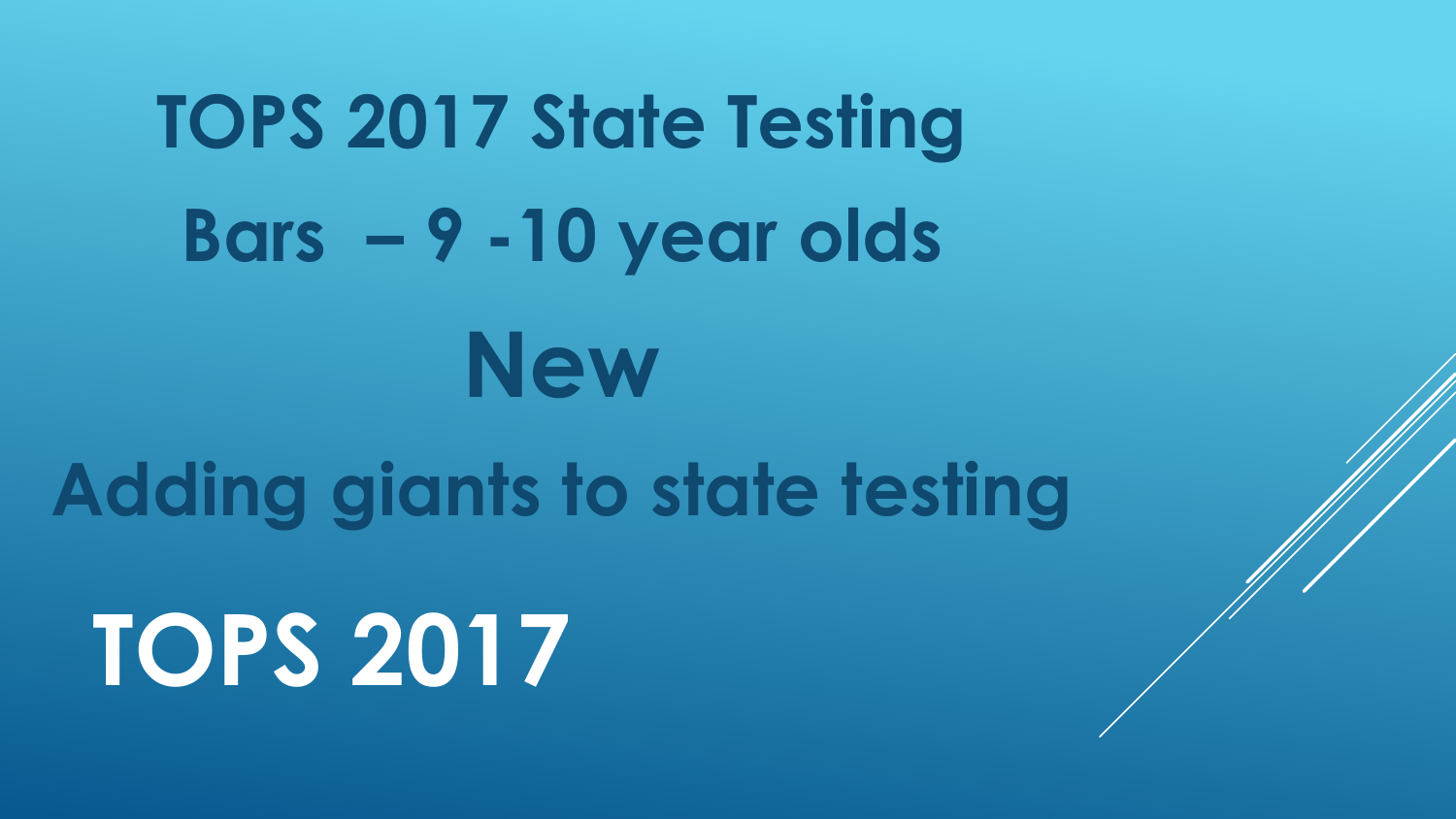# TOPS 2017 State Testing

## Bars – 9 -10 year olds

## New

## Adding giants to state testing

# TOPS 2017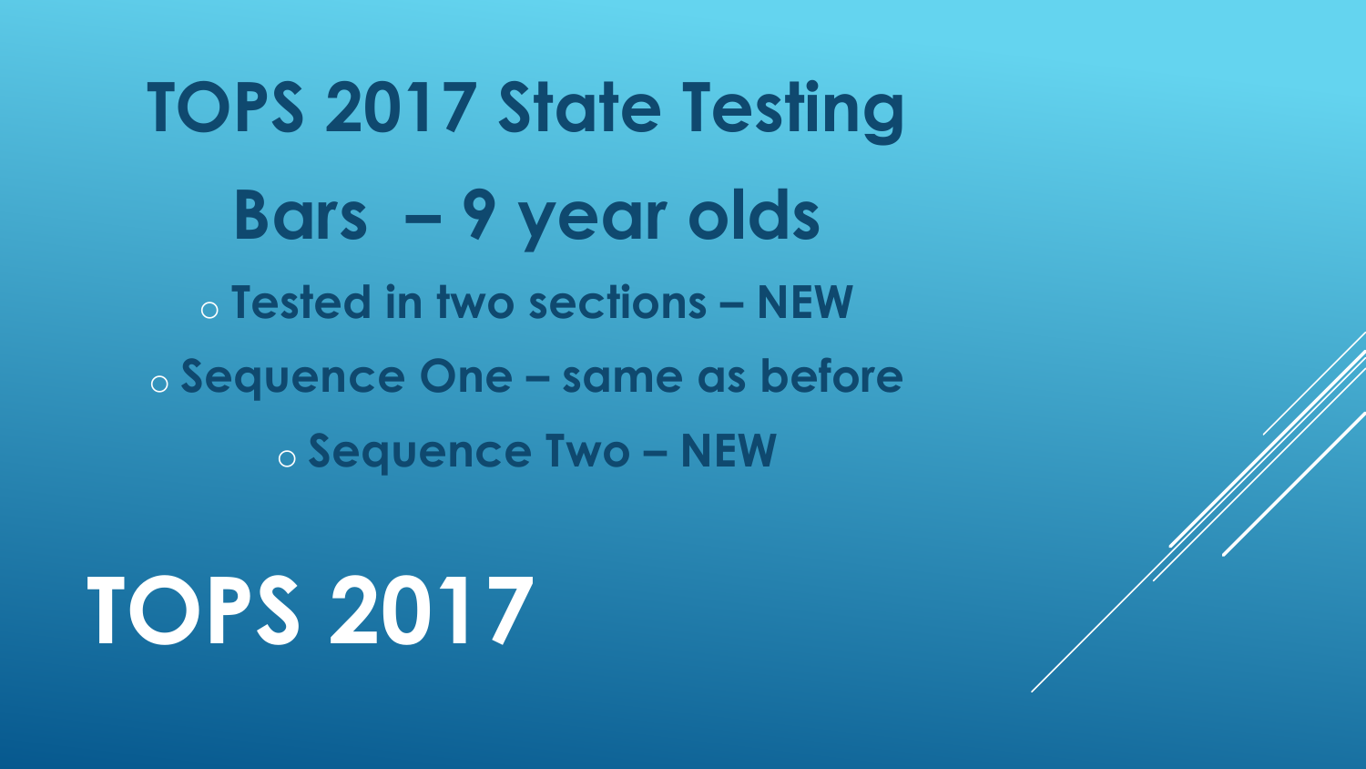# TOPS 2017 State Testing

## Bars – 9 year olds

- Tested in two sections – NEW
- Sequence One – same as before
- Sequence Two – NEW

# TOPS 2017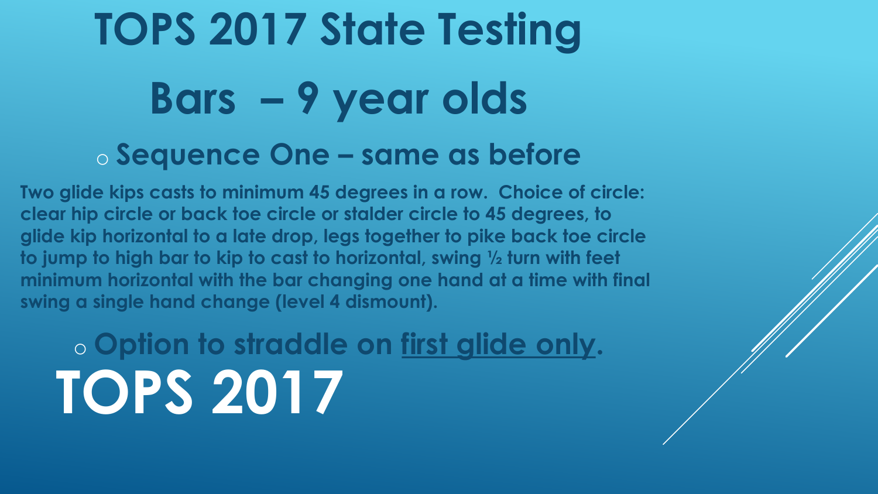# TOPS 2017 State Testing

# Bars – 9 year olds

- **Sequence One – same as before**

**Two glide kips casts to minimum 45 degrees in a row. Choice of circle: clear hip circle or back toe circle or stalder circle to 45 degrees, to glide kip horizontal to a late drop, legs together to pike back toe circle to jump to high bar to kip to cast to horizontal, swing ½ turn with feet minimum horizontal with the bar changing one hand at a time with final swing a single hand change (level 4 dismount).**

- **Option to straddle on <u>first glide only</u>.**

# TOPS 2017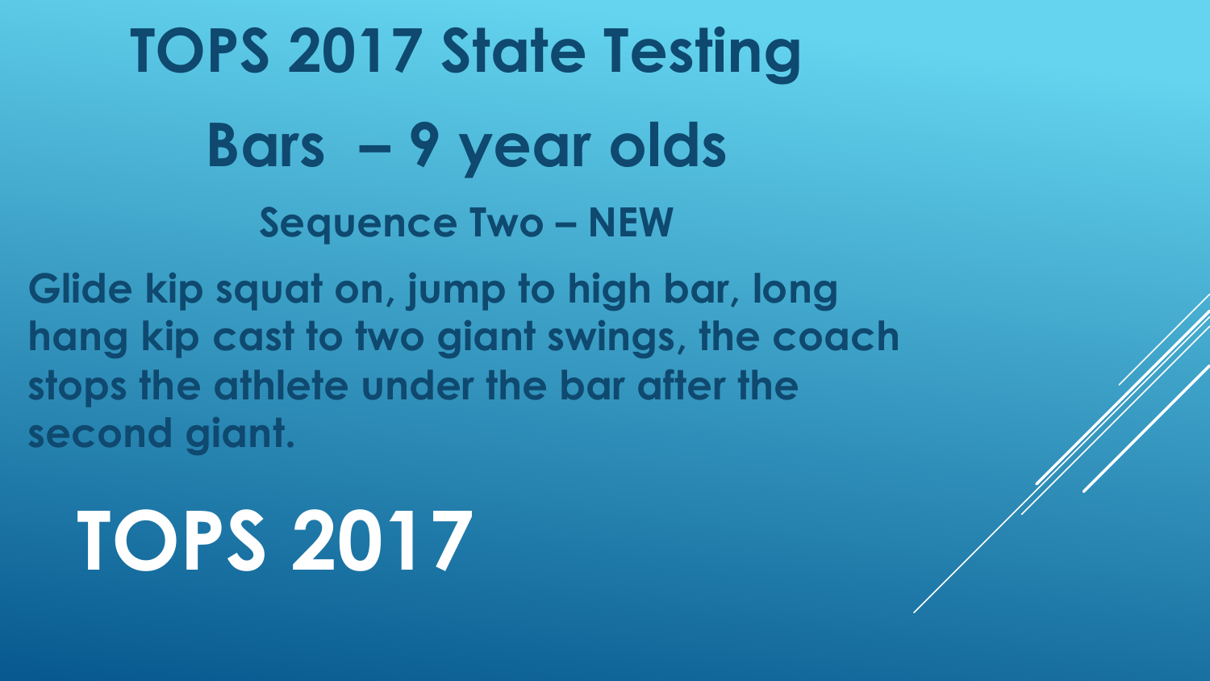# TOPS 2017 State Testing

## Bars – 9 year olds

### Sequence Two – NEW

**Glide kip squat on, jump to high bar, long hang kip cast to two giant swings, the coach stops the athlete under the bar after the second giant.**

# TOPS 2017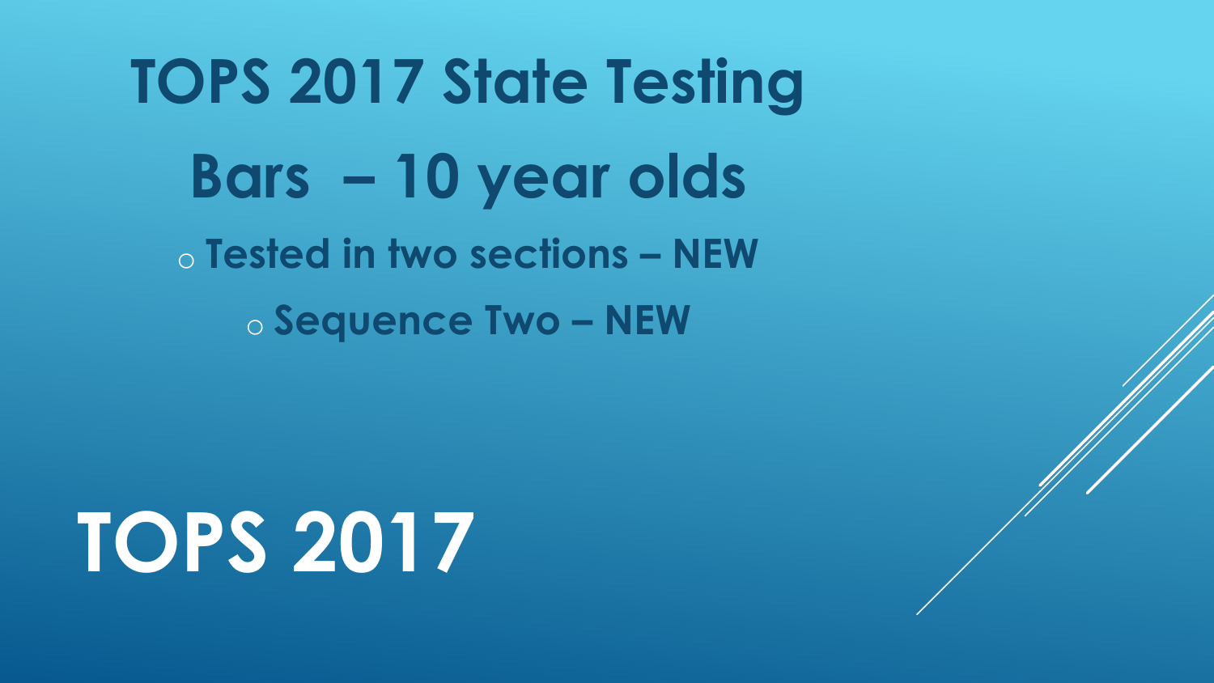# TOPS 2017 State Testing

## Bars – 10 year olds

- Tested in two sections – NEW
  - Sequence Two – NEW

# TOPS 2017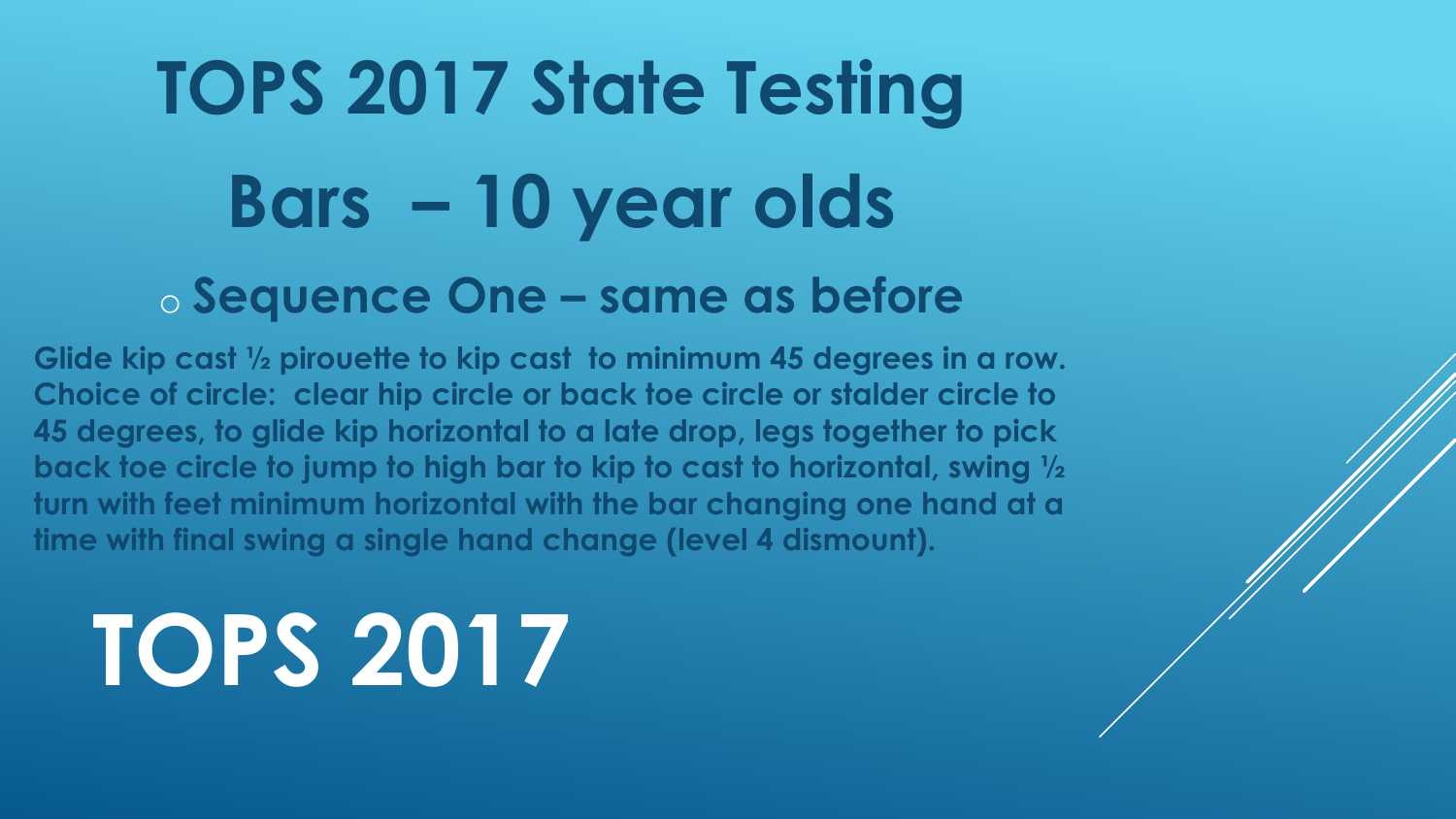# TOPS 2017 State Testing

# Bars – 10 year olds

- **Sequence One – same as before**

**Glide kip cast ½ pirouette to kip cast to minimum 45 degrees in a row. Choice of circle: clear hip circle or back toe circle or stalder circle to 45 degrees, to glide kip horizontal to a late drop, legs together to pick back toe circle to jump to high bar to kip to cast to horizontal, swing ½ turn with feet minimum horizontal with the bar changing one hand at a time with final swing a single hand change (level 4 dismount).**

# TOPS 2017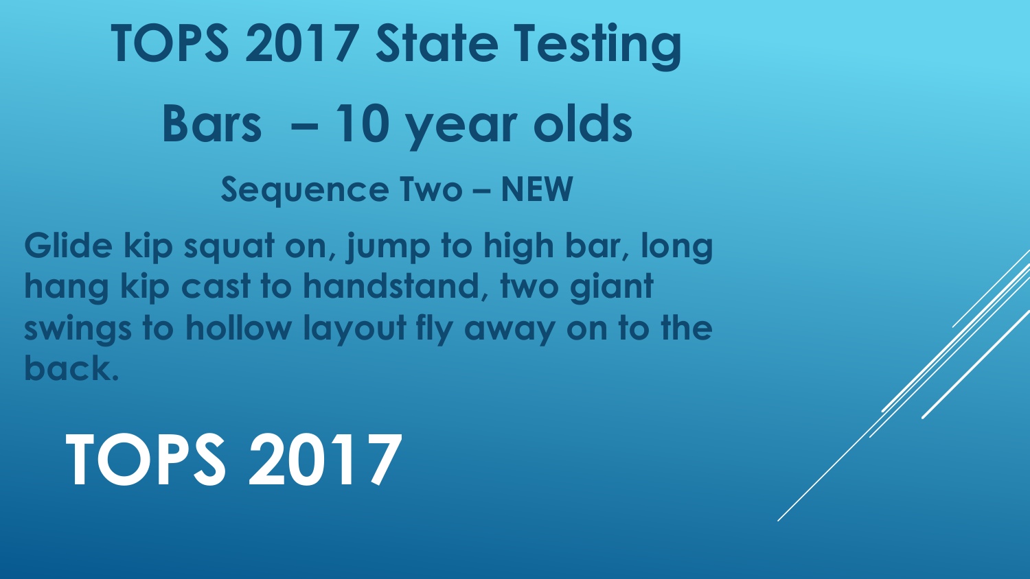# TOPS 2017 State Testing

# Bars – 10 year olds

### Sequence Two – NEW

**Glide kip squat on, jump to high bar, long hang kip cast to handstand, two giant swings to hollow layout fly away on to the back.**

# TOPS 2017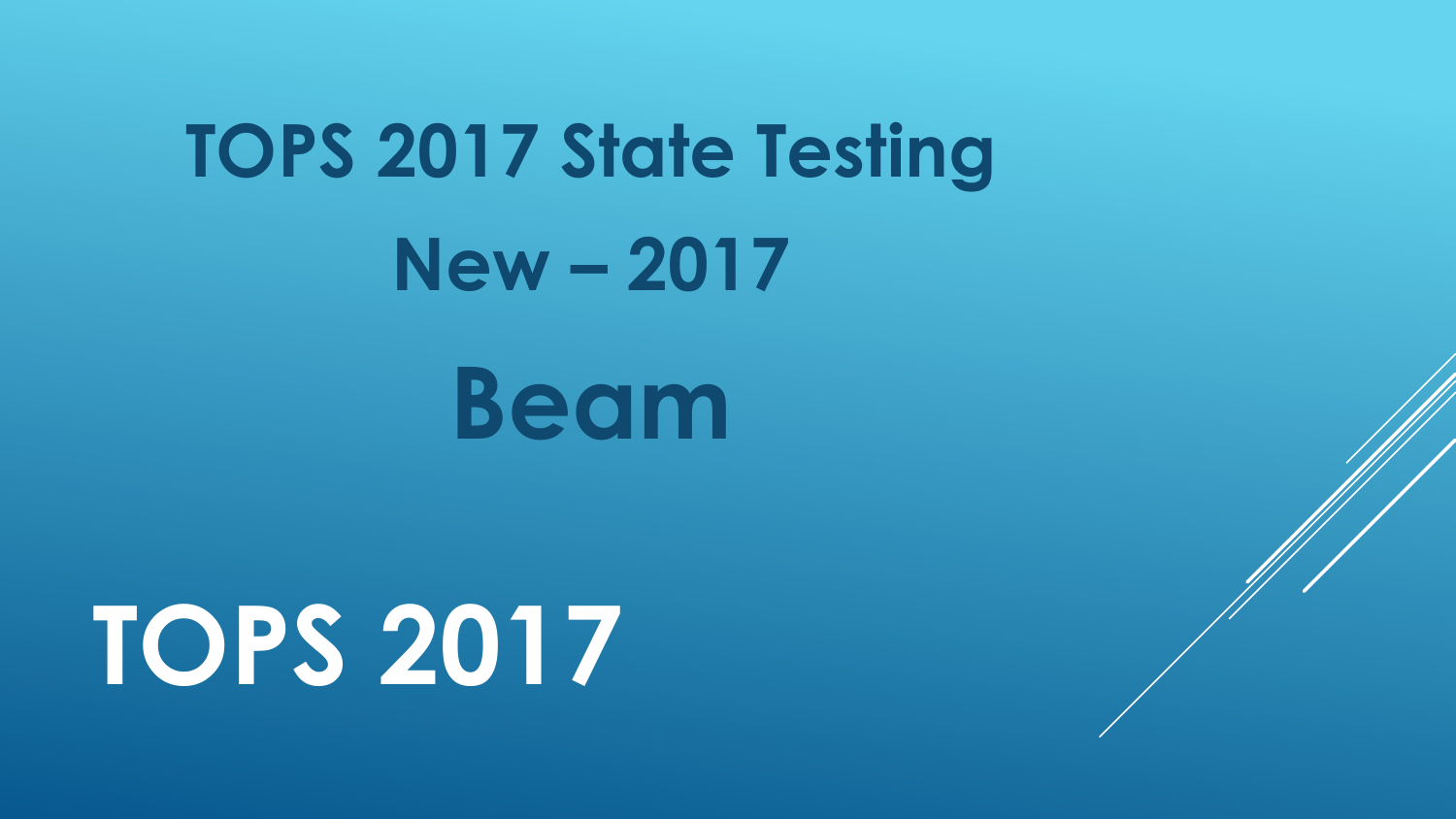# TOPS 2017 State Testing

## New – 2017

## Beam

# TOPS 2017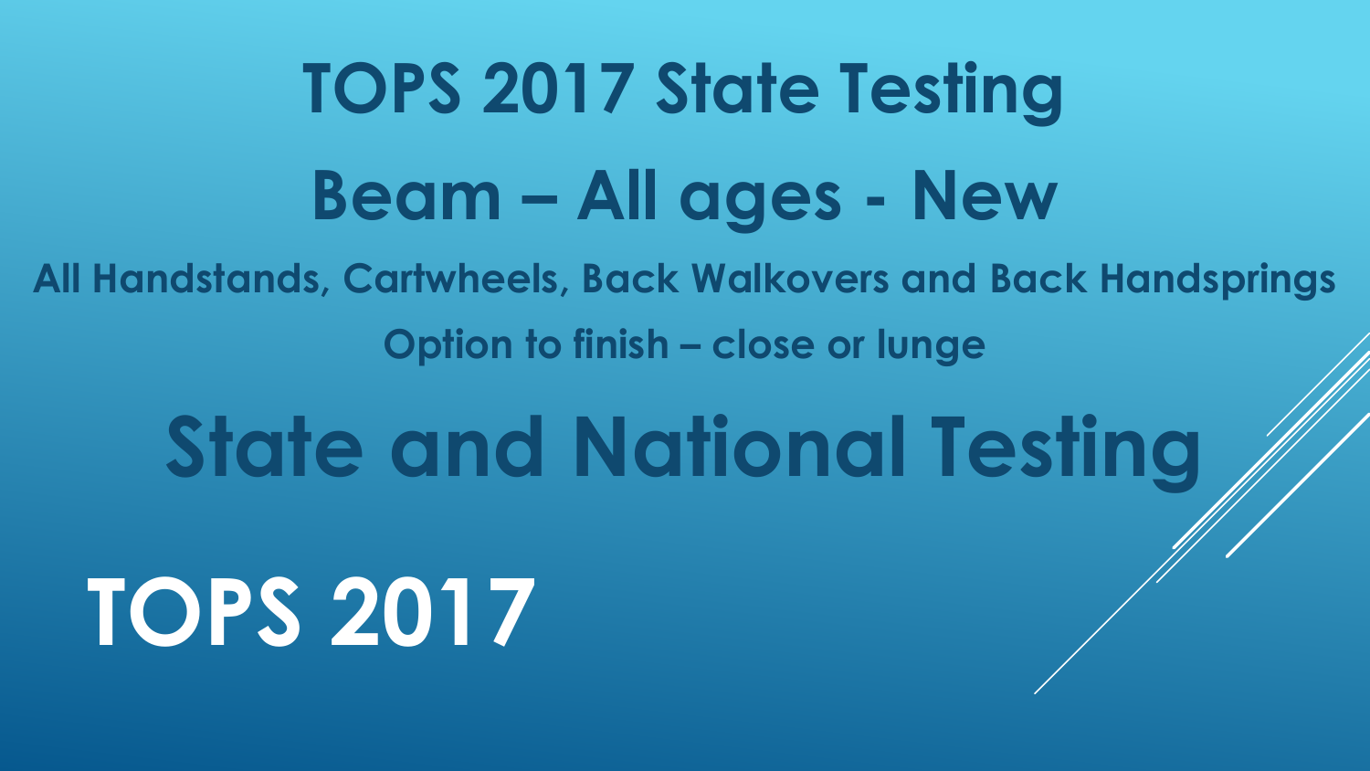# TOPS 2017 State Testing

## Beam – All ages - New

**All Handstands, Cartwheels, Back Walkovers and Back Handsprings**

**Option to finish – close or lunge**

# State and National Testing

# TOPS 2017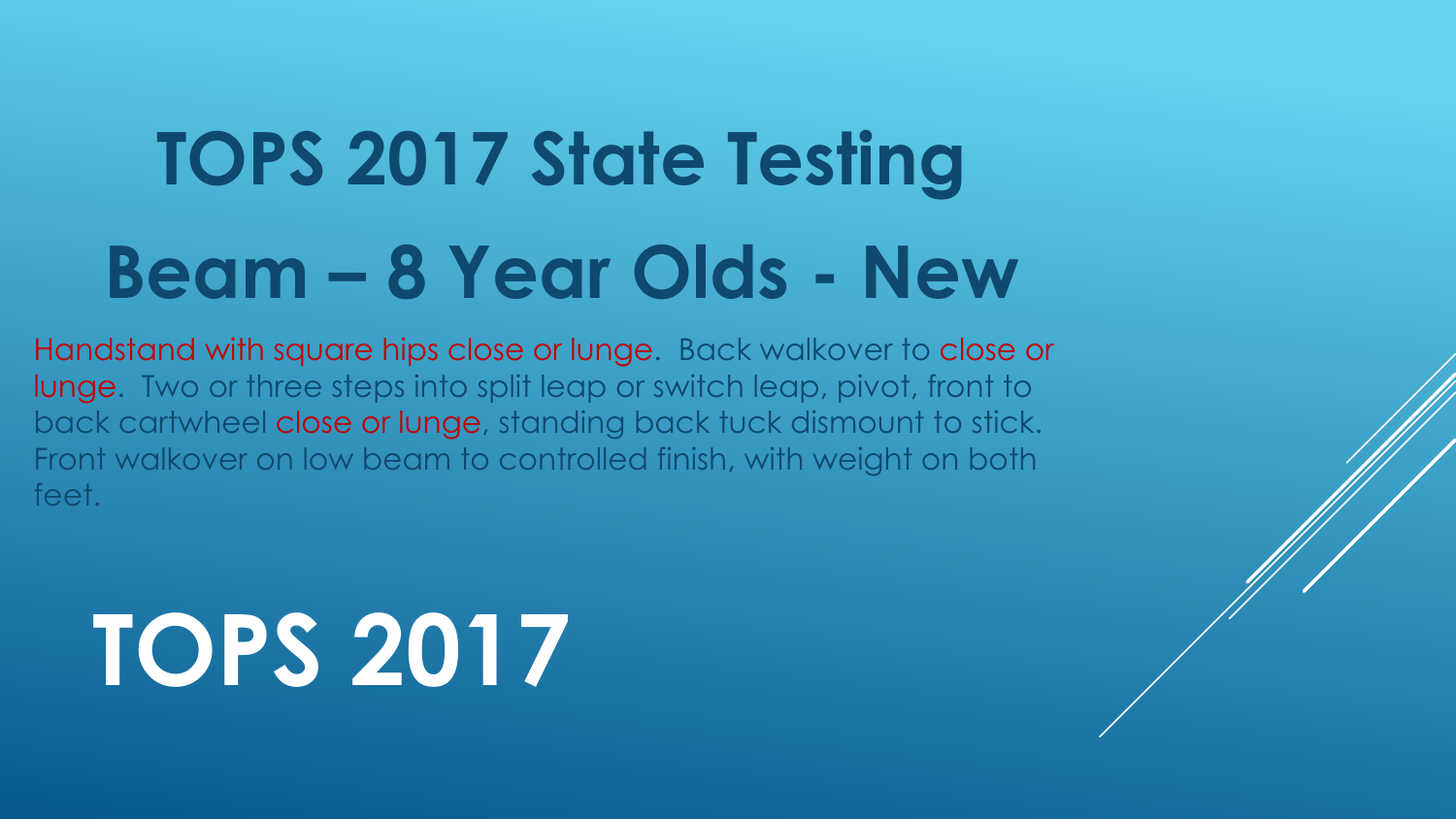# TOPS 2017 State Testing

# Beam – 8 Year Olds - New

Handstand with square hips close or lunge. Back walkover to close or lunge. Two or three steps into split leap or switch leap, pivot, front to back cartwheel close or lunge, standing back tuck dismount to stick. Front walkover on low beam to controlled finish, with weight on both feet.

# TOPS 2017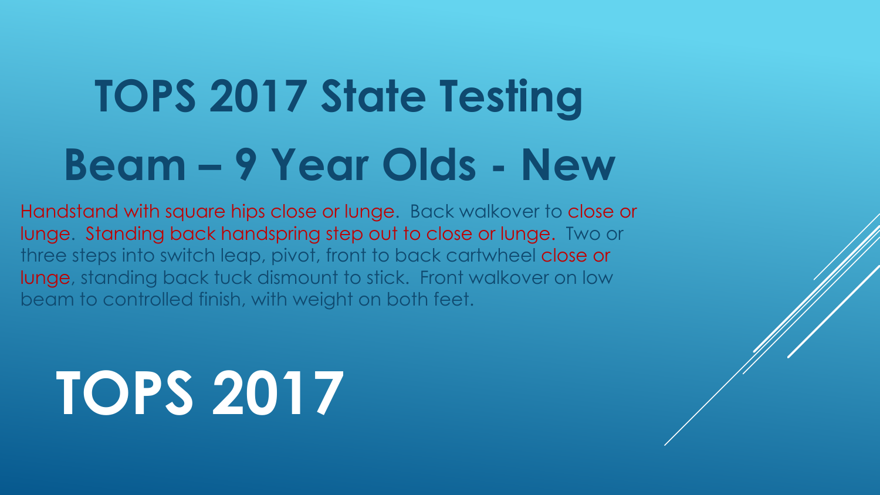# TOPS 2017 State Testing

# Beam – 9 Year Olds - New

Handstand with square hips close or lunge. Back walkover to close or lunge. Standing back handspring step out to close or lunge. Two or three steps into switch leap, pivot, front to back cartwheel close or lunge, standing back tuck dismount to stick. Front walkover on low beam to controlled finish, with weight on both feet.

# TOPS 2017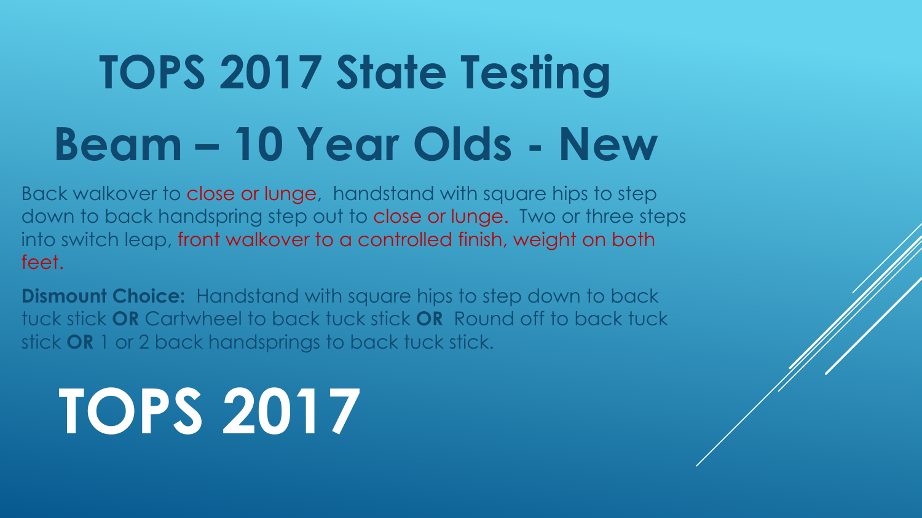# TOPS 2017 State Testing

# Beam – 10 Year Olds - New

Back walkover to close or lunge, handstand with square hips to step down to back handspring step out to close or lunge. Two or three steps into switch leap, front walkover to a controlled finish, weight on both feet.

**Dismount Choice:** Handstand with square hips to step down to back tuck stick **OR** Cartwheel to back tuck stick **OR** Round off to back tuck stick **OR** 1 or 2 back handsprings to back tuck stick.

# TOPS 2017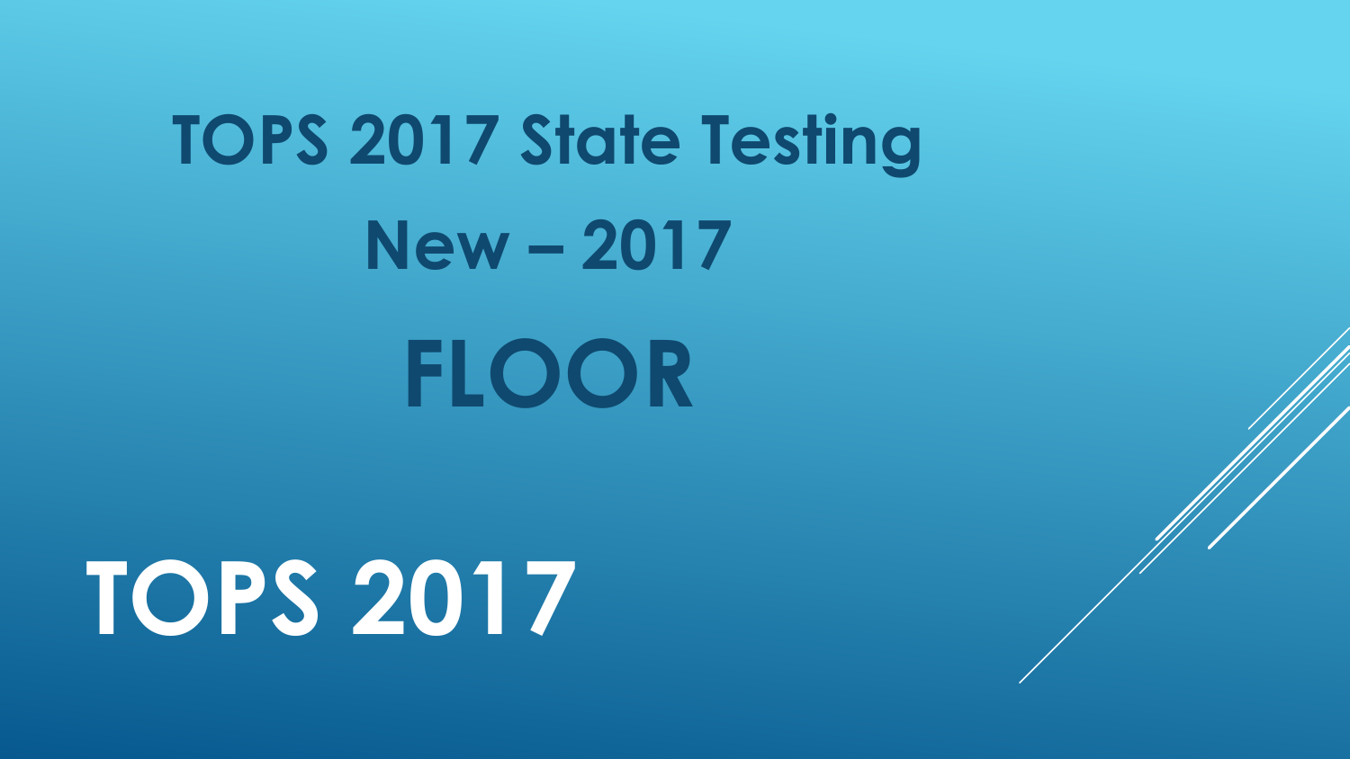# TOPS 2017 State Testing

## New – 2017

# FLOOR

# TOPS 2017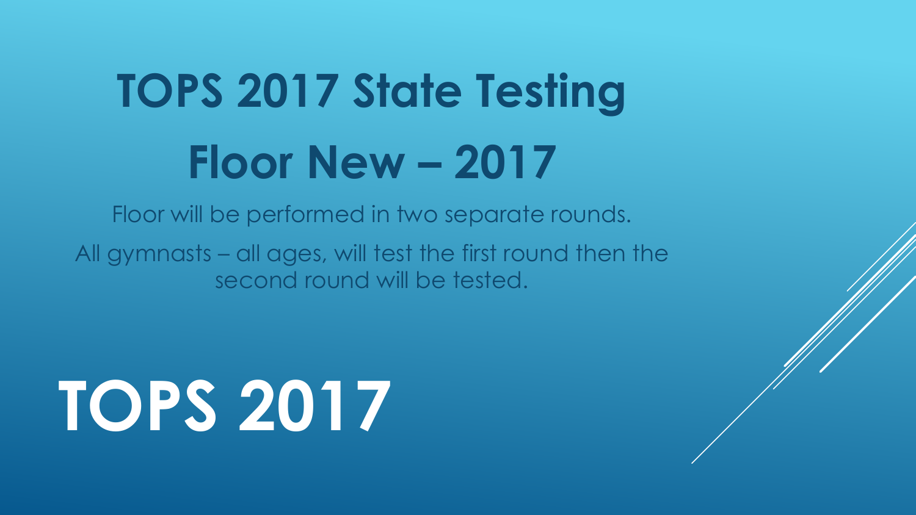# TOPS 2017 State Testing

# Floor New – 2017

Floor will be performed in two separate rounds.

All gymnasts – all ages, will test the first round then the second round will be tested.

# TOPS 2017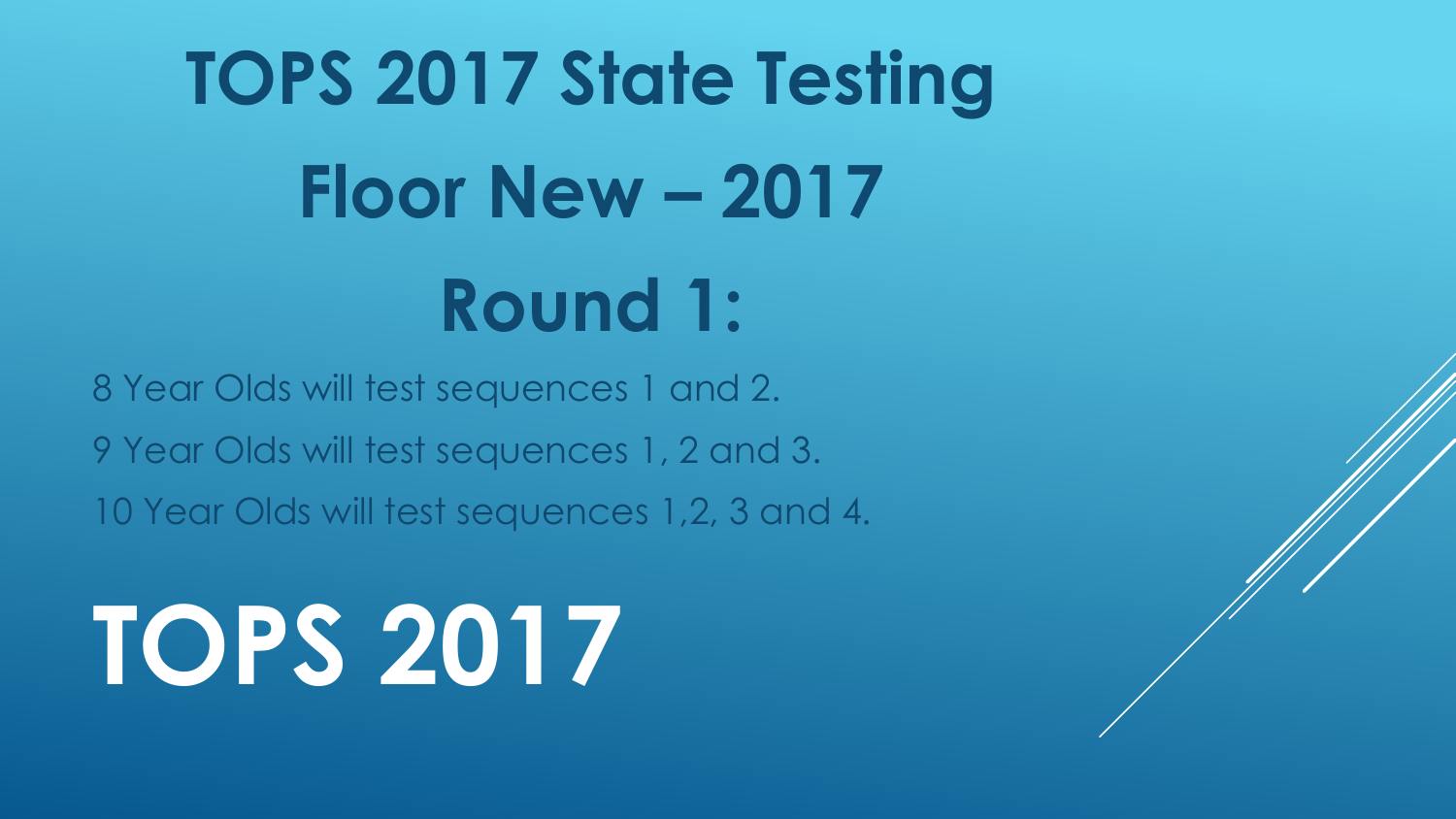# TOPS 2017 State Testing

# Floor New – 2017

# Round 1:

8 Year Olds will test sequences 1 and 2.

9 Year Olds will test sequences 1, 2 and 3.

10 Year Olds will test sequences 1,2, 3 and 4.

# TOPS 2017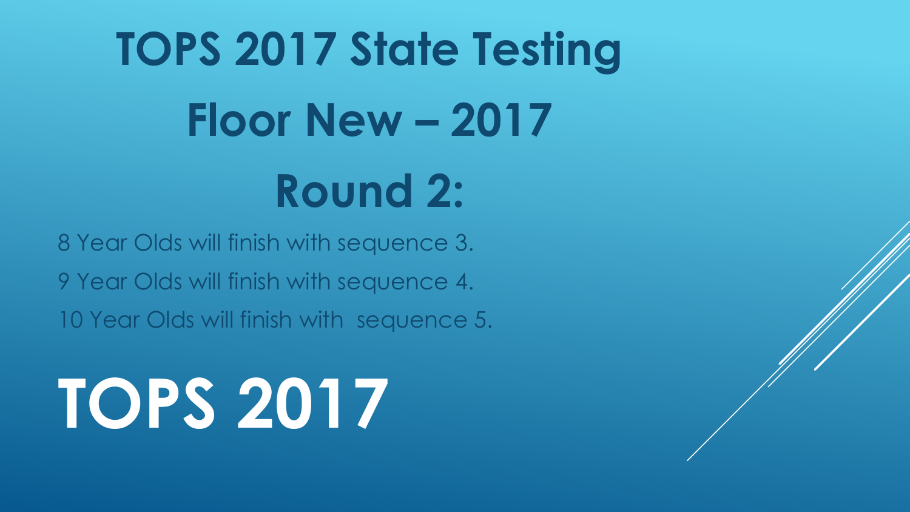# TOPS 2017 State Testing

# Floor New – 2017

# Round 2:

8 Year Olds will finish with sequence 3.

9 Year Olds will finish with sequence 4.

10 Year Olds will finish with  sequence 5.

# TOPS 2017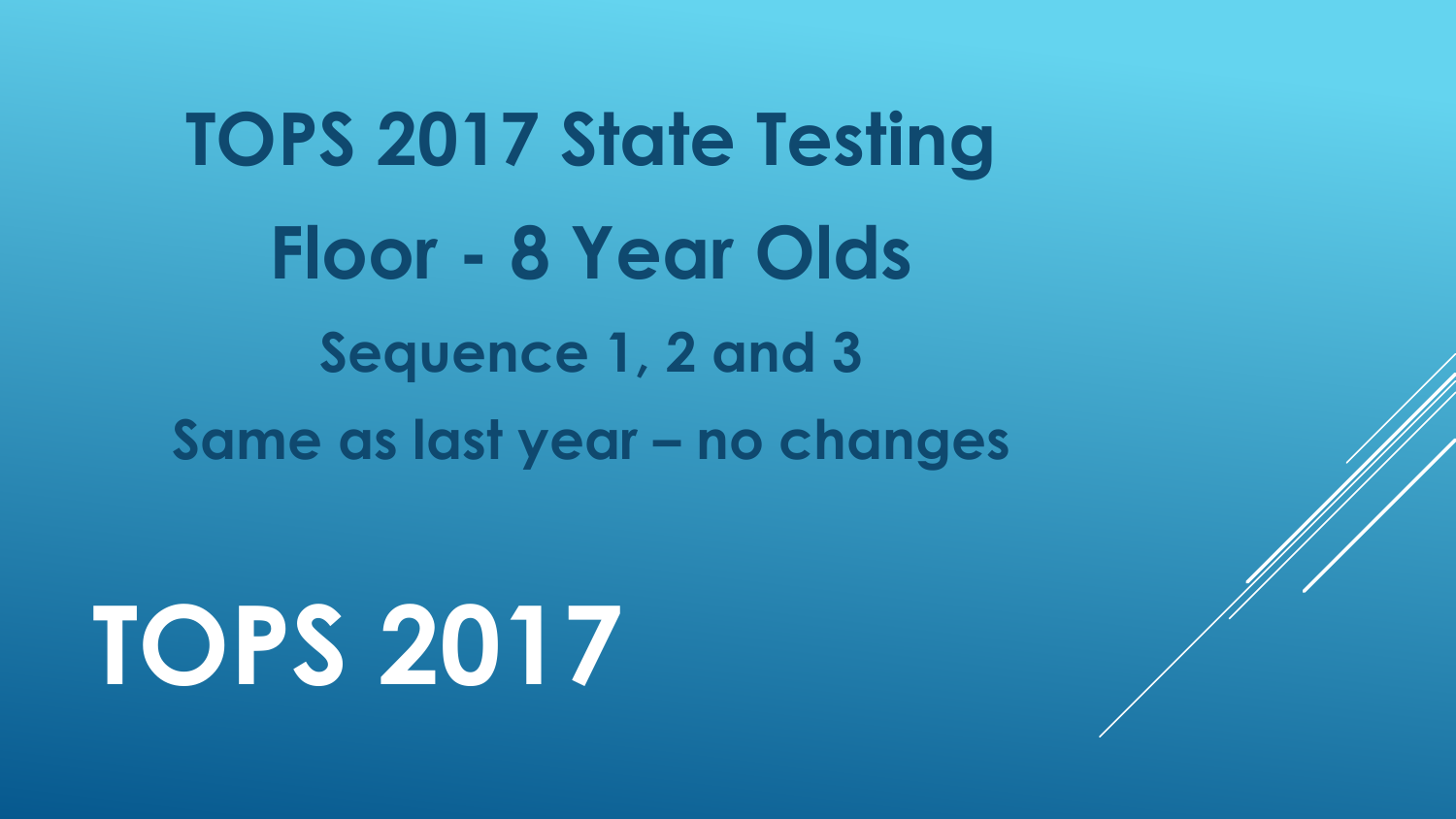# TOPS 2017 State Testing

## Floor - 8 Year Olds

### Sequence 1, 2 and 3

### Same as last year – no changes

# TOPS 2017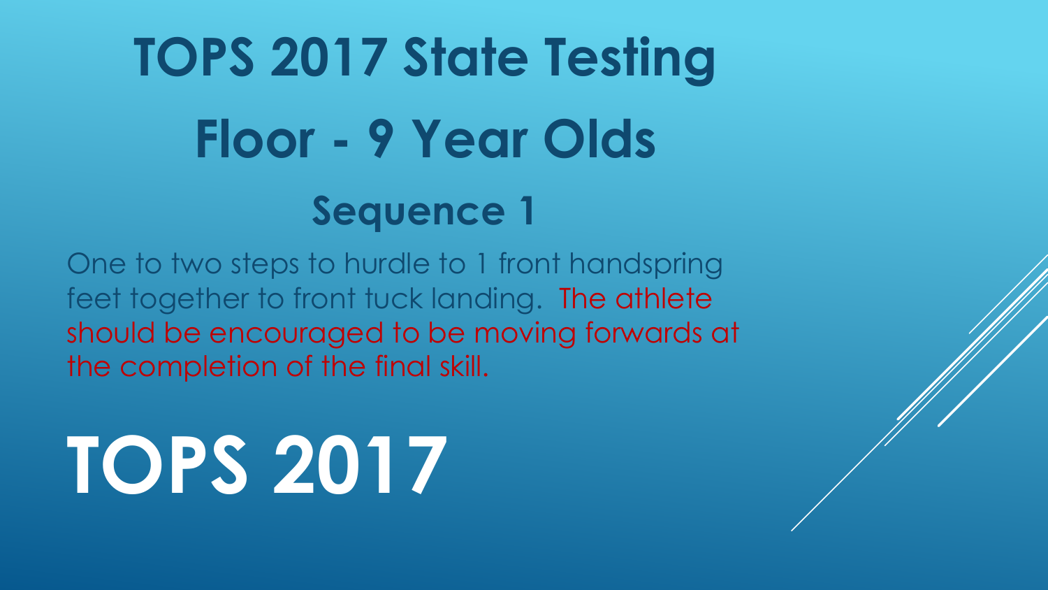# TOPS 2017 State Testing

# Floor - 9 Year Olds

## Sequence 1

One to two steps to hurdle to 1 front handspring feet together to front tuck landing. The athlete should be encouraged to be moving forwards at the completion of the final skill.

# TOPS 2017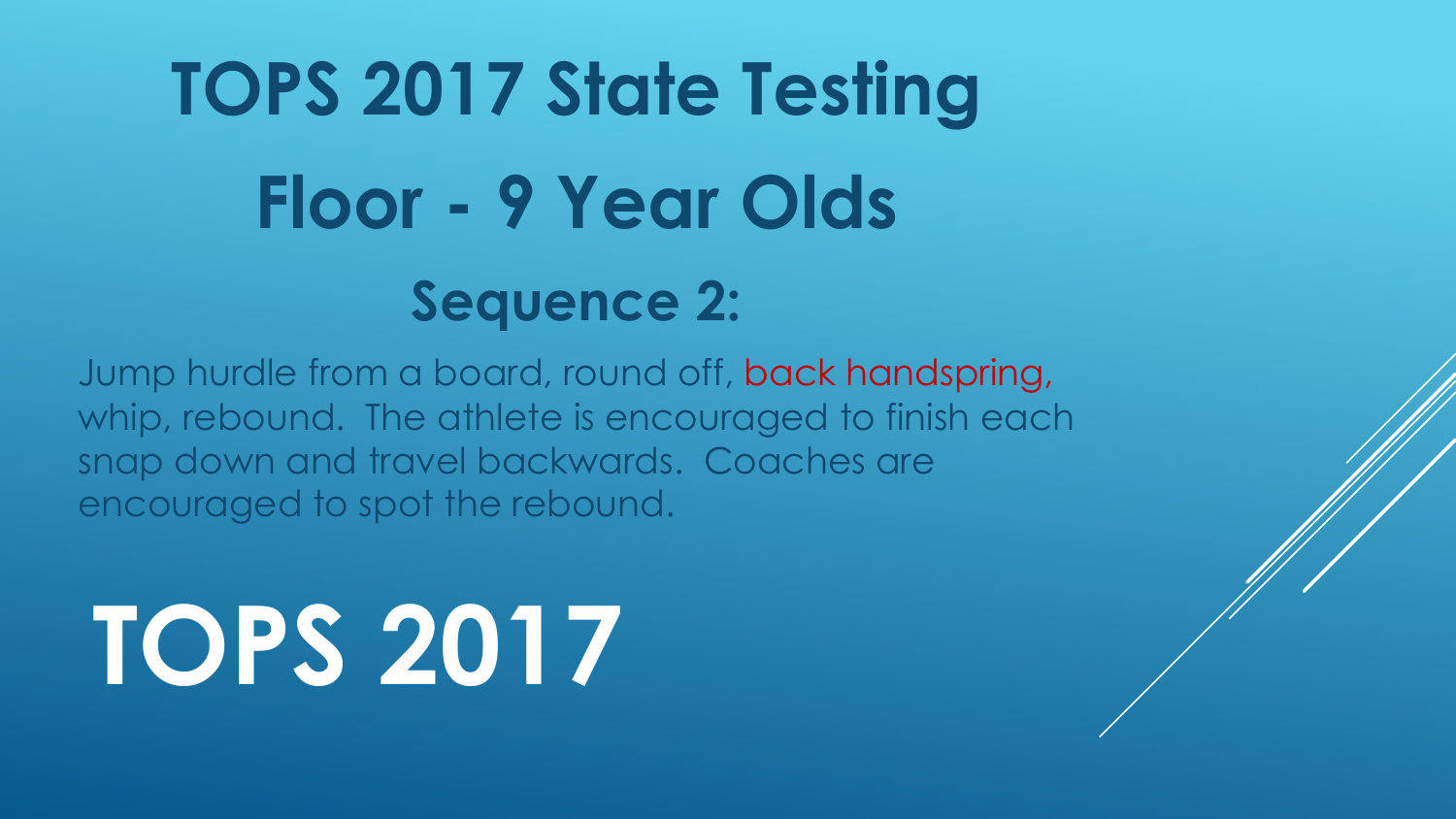# TOPS 2017 State Testing

# Floor - 9 Year Olds

## Sequence 2:

Jump hurdle from a board, round off, back handspring, whip, rebound. The athlete is encouraged to finish each snap down and travel backwards. Coaches are encouraged to spot the rebound.

# TOPS 2017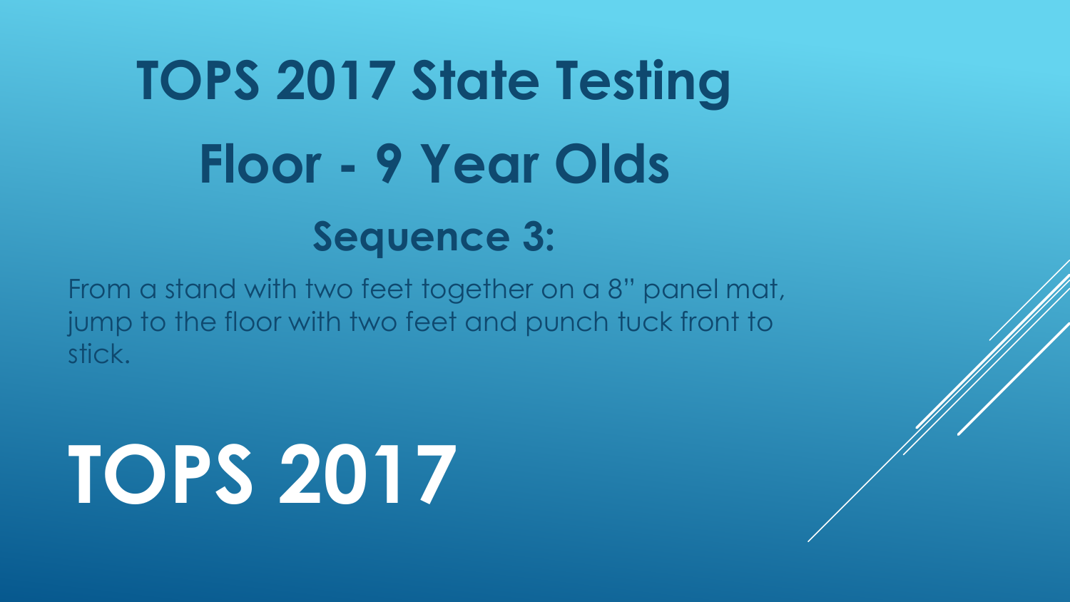# TOPS 2017 State Testing

# Floor - 9 Year Olds

## Sequence 3:

From a stand with two feet together on a 8" panel mat, jump to the floor with two feet and punch tuck front to stick.

# TOPS 2017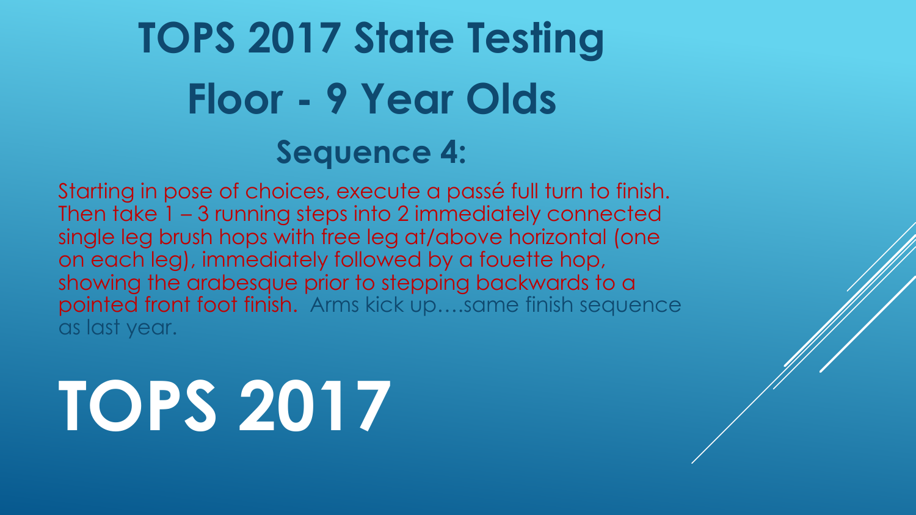# TOPS 2017 State Testing

# Floor - 9 Year Olds

## Sequence 4:

Starting in pose of choices, execute a passé full turn to finish. Then take 1 – 3 running steps into 2 immediately connected single leg brush hops with free leg at/above horizontal (one on each leg), immediately followed by a fouette hop, showing the arabesque prior to stepping backwards to a pointed front foot finish. Arms kick up….same finish sequence as last year.

# TOPS 2017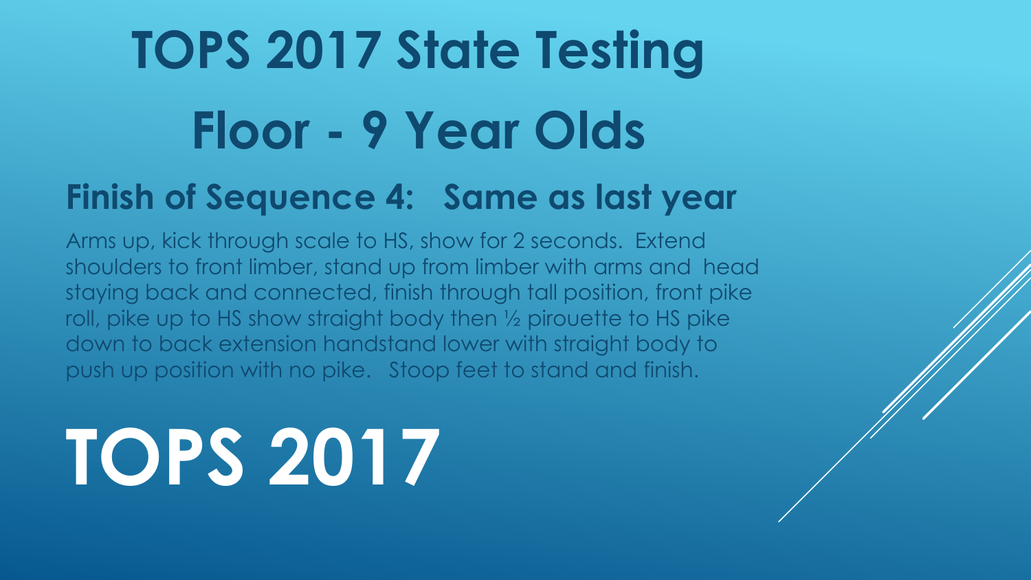# TOPS 2017 State Testing

# Floor - 9 Year Olds

## Finish of Sequence 4: Same as last year

Arms up, kick through scale to HS, show for 2 seconds. Extend shoulders to front limber, stand up from limber with arms and head staying back and connected, finish through tall position, front pike roll, pike up to HS show straight body then ½ pirouette to HS pike down to back extension handstand lower with straight body to push up position with no pike. Stoop feet to stand and finish.

# TOPS 2017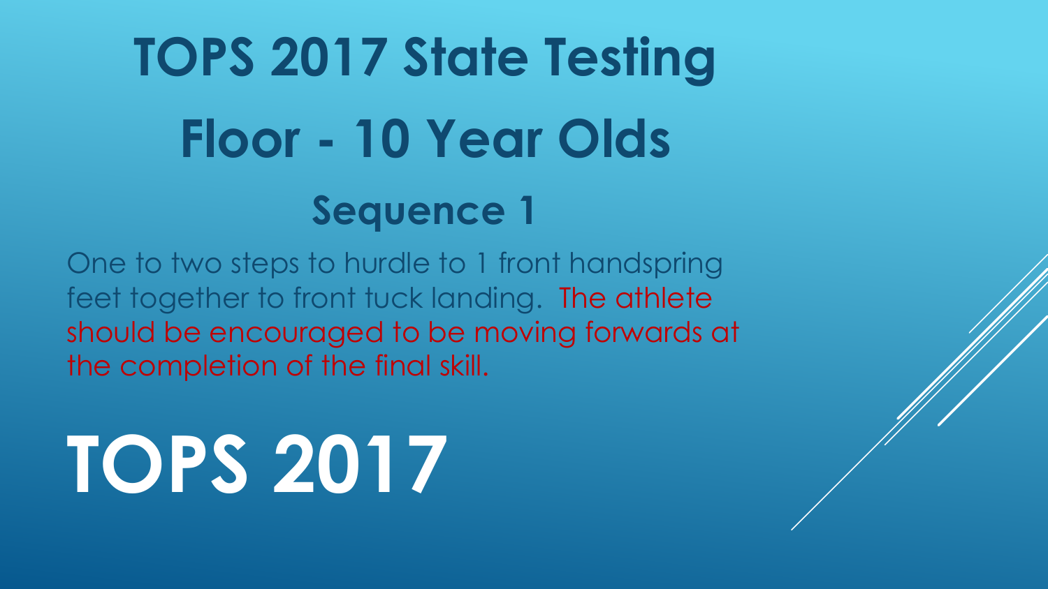# TOPS 2017 State Testing

# Floor - 10 Year Olds

## Sequence 1

One to two steps to hurdle to 1 front handspring feet together to front tuck landing. The athlete should be encouraged to be moving forwards at the completion of the final skill.

# TOPS 2017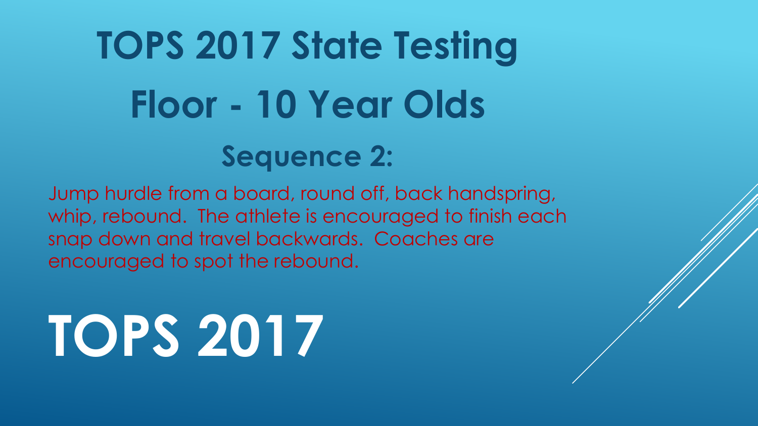# TOPS 2017 State Testing

# Floor - 10 Year Olds

## Sequence 2:

Jump hurdle from a board, round off, back handspring, whip, rebound. The athlete is encouraged to finish each snap down and travel backwards. Coaches are encouraged to spot the rebound.

# TOPS 2017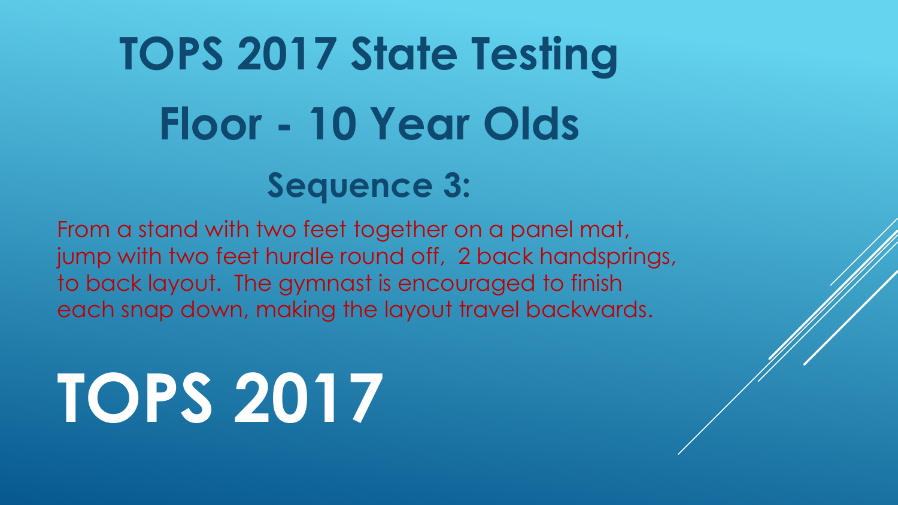# TOPS 2017 State Testing

# Floor - 10 Year Olds

## Sequence 3:

From a stand with two feet together on a panel mat, jump with two feet hurdle round off, 2 back handsprings, to back layout. The gymnast is encouraged to finish each snap down, making the layout travel backwards.

# TOPS 2017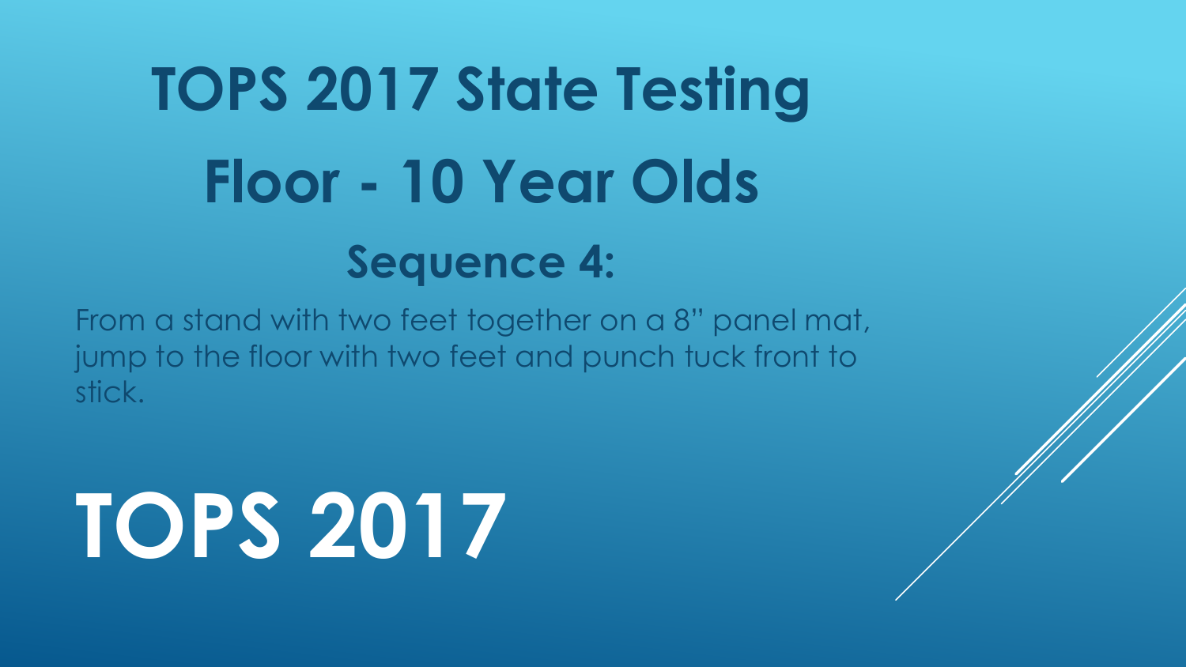# TOPS 2017 State Testing

# Floor - 10 Year Olds

## Sequence 4:

From a stand with two feet together on a 8" panel mat, jump to the floor with two feet and punch tuck front to stick.

# TOPS 2017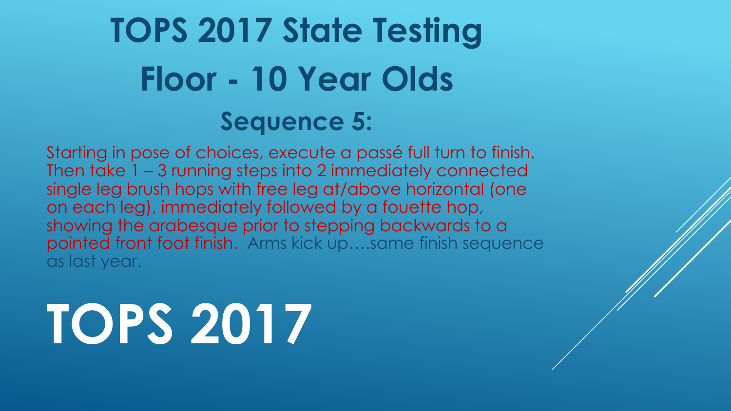# TOPS 2017 State Testing

# Floor - 10 Year Olds

## Sequence 5:

Starting in pose of choices, execute a passé full turn to finish. Then take 1 – 3 running steps into 2 immediately connected single leg brush hops with free leg at/above horizontal (one on each leg), immediately followed by a fouette hop, showing the arabesque prior to stepping backwards to a pointed front foot finish. Arms kick up….same finish sequence as last year.

# TOPS 2017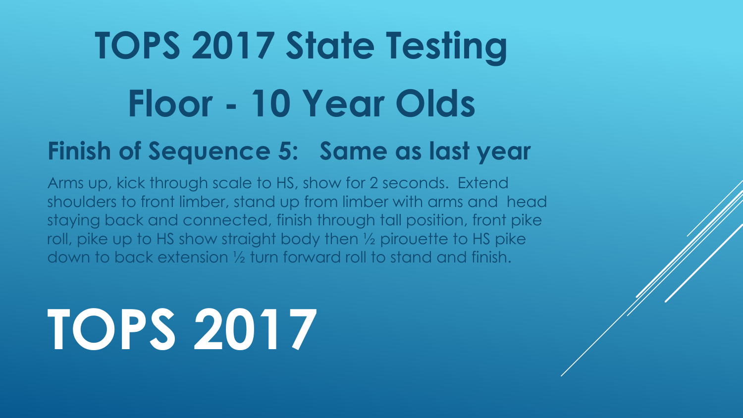# TOPS 2017 State Testing

# Floor - 10 Year Olds

## Finish of Sequence 5: Same as last year

Arms up, kick through scale to HS, show for 2 seconds. Extend shoulders to front limber, stand up from limber with arms and head staying back and connected, finish through tall position, front pike roll, pike up to HS show straight body then ½ pirouette to HS pike down to back extension ½ turn forward roll to stand and finish.

# TOPS 2017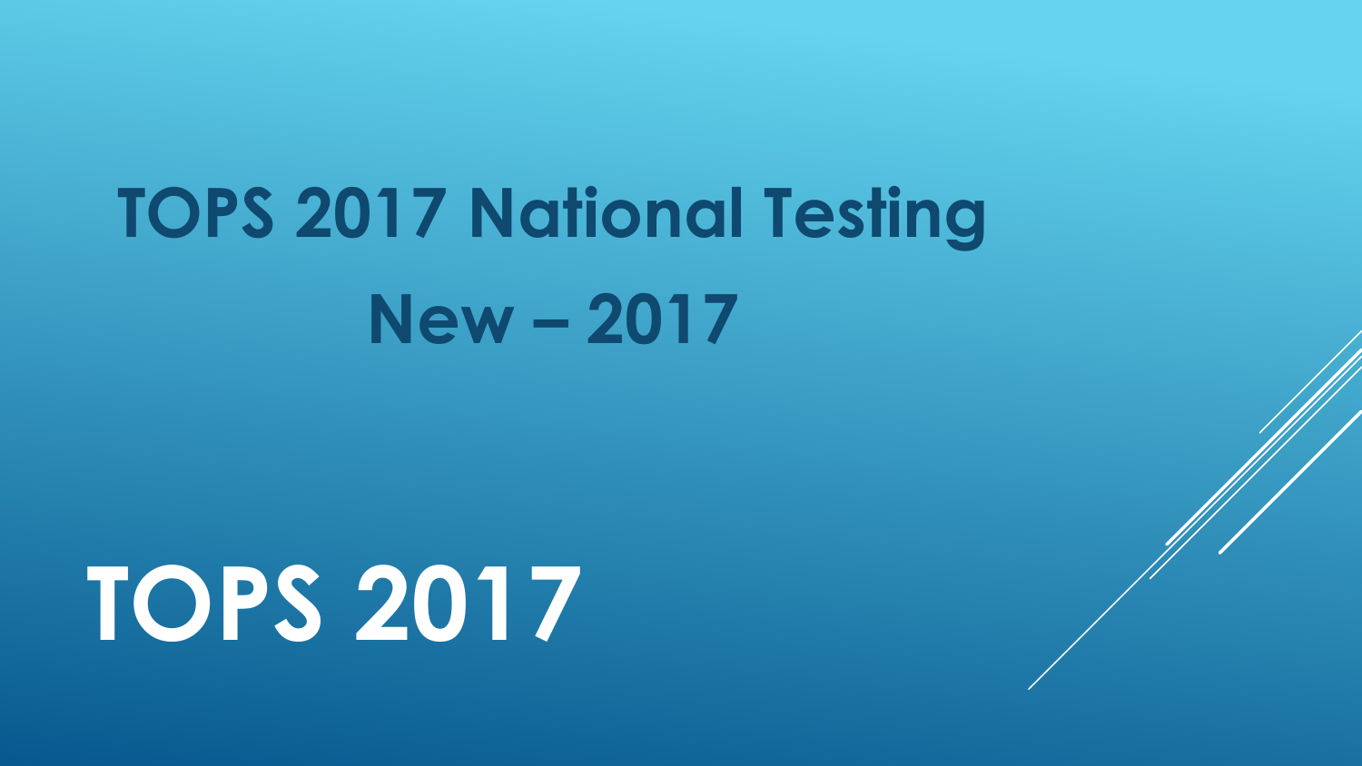# TOPS 2017 National Testing

## New – 2017

# TOPS 2017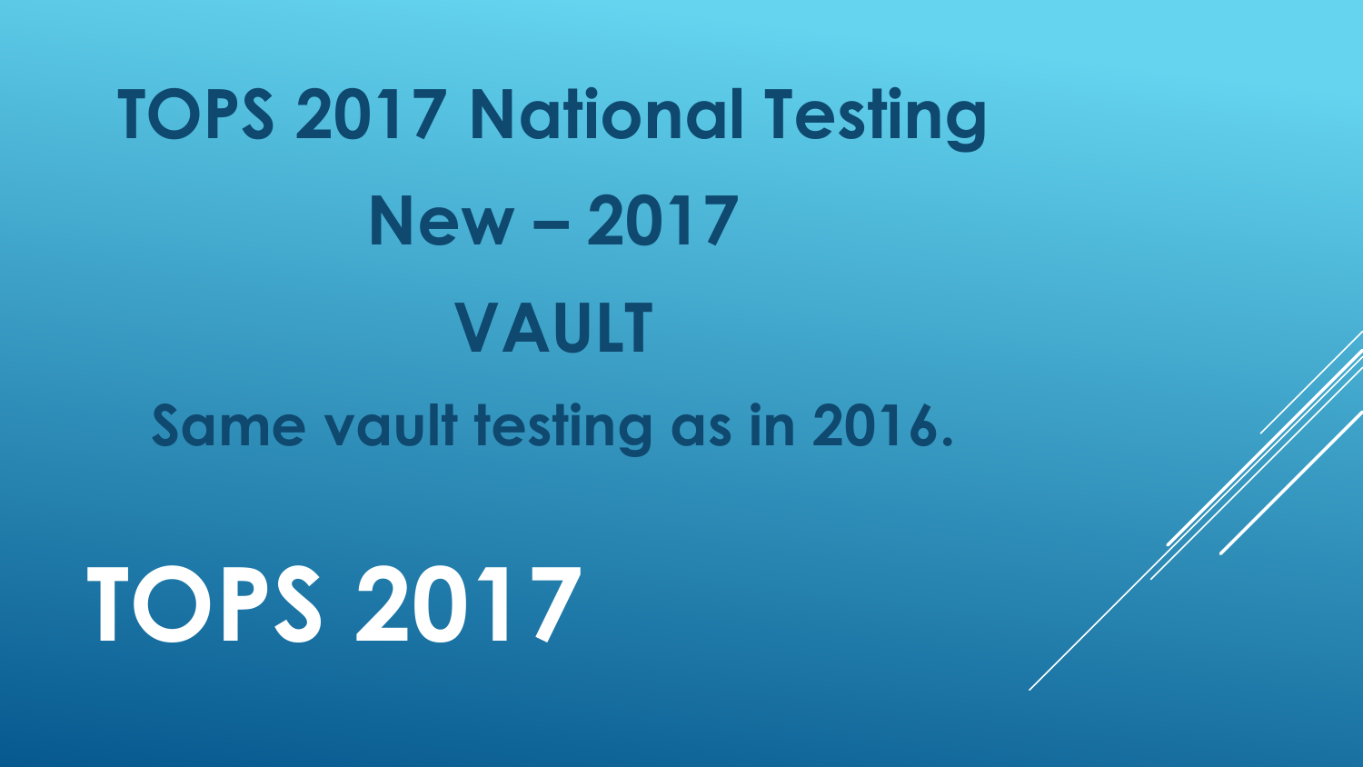# TOPS 2017 National Testing

## New – 2017

## VAULT

**Same vault testing as in 2016.**

# TOPS 2017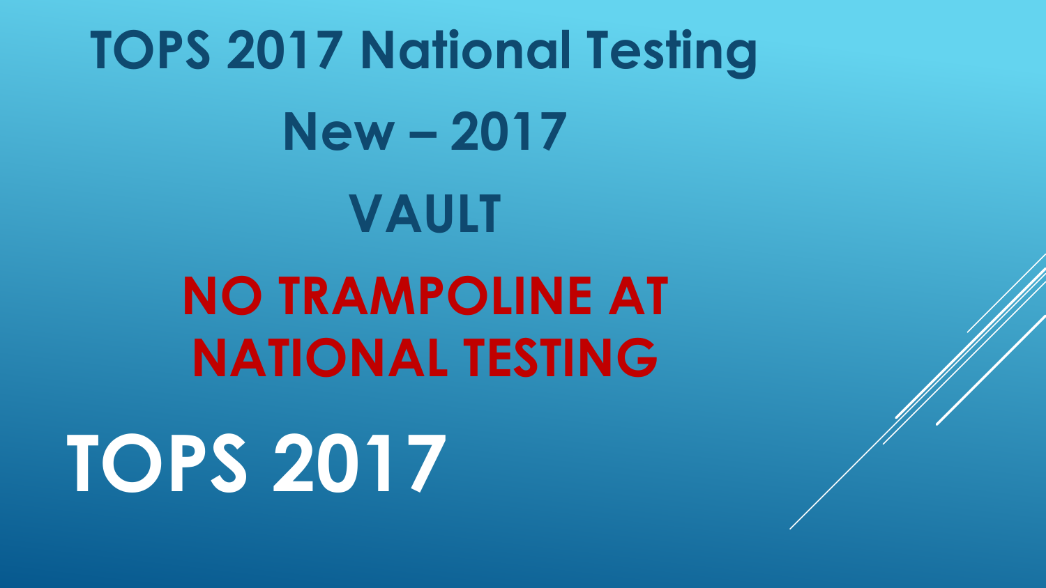# TOPS 2017 National Testing

## New – 2017

## VAULT

**NO TRAMPOLINE AT NATIONAL TESTING**

# TOPS 2017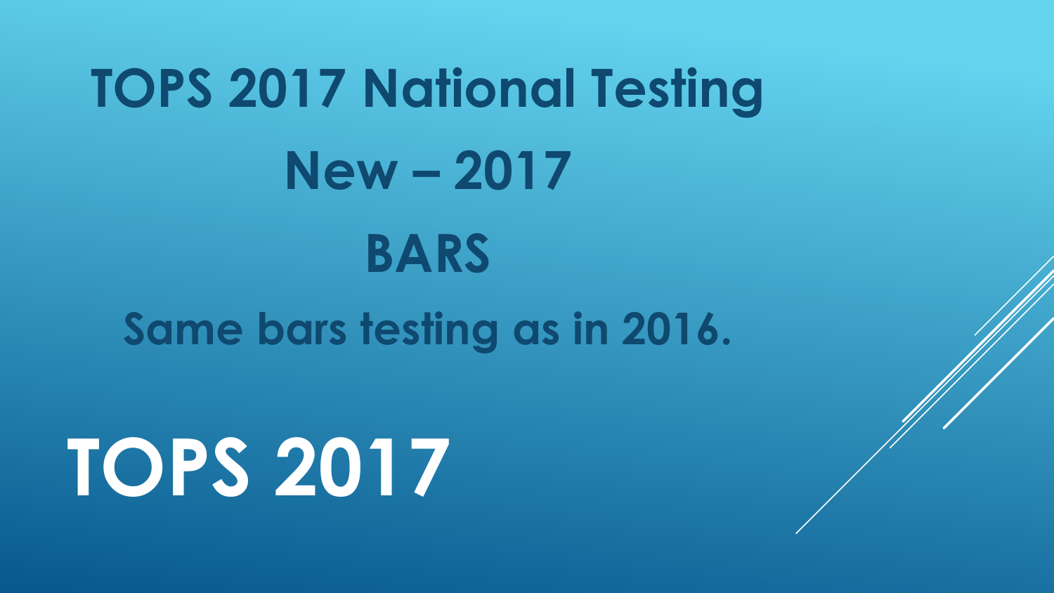# TOPS 2017 National Testing

## New – 2017

## BARS

### Same bars testing as in 2016.

# TOPS 2017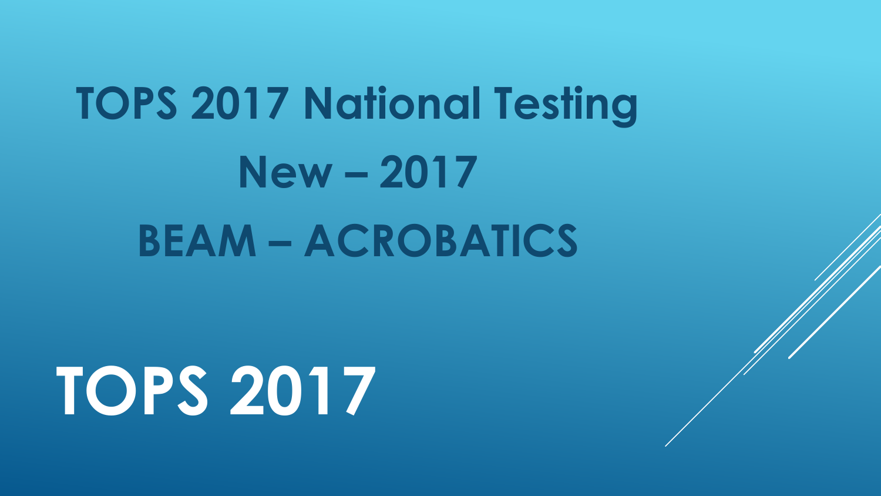# TOPS 2017 National Testing

## New – 2017

## BEAM – ACROBATICS

# TOPS 2017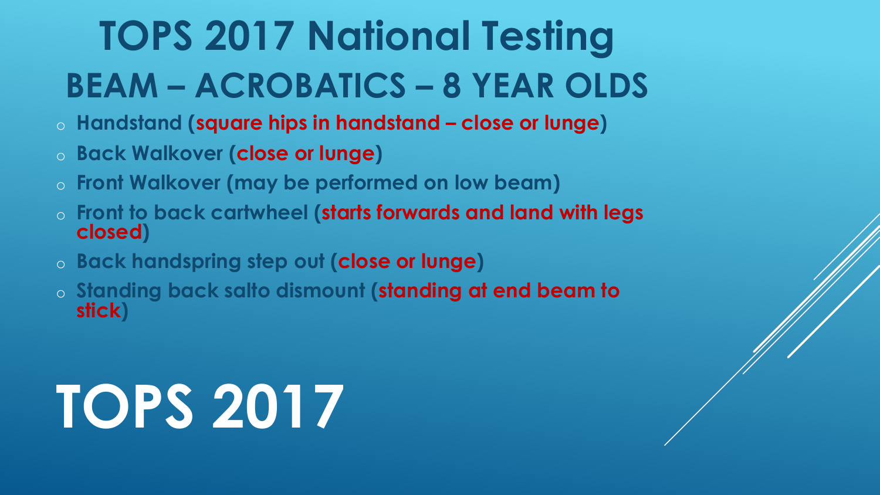# TOPS 2017 National Testing

## BEAM – ACROBATICS – 8 YEAR OLDS

- Handstand (square hips in handstand – close or lunge)
- Back Walkover (close or lunge)
- Front Walkover (may be performed on low beam)
- Front to back cartwheel (starts forwards and land with legs closed)
- Back handspring step out (close or lunge)
- Standing back salto dismount (standing at end beam to stick)

# TOPS 2017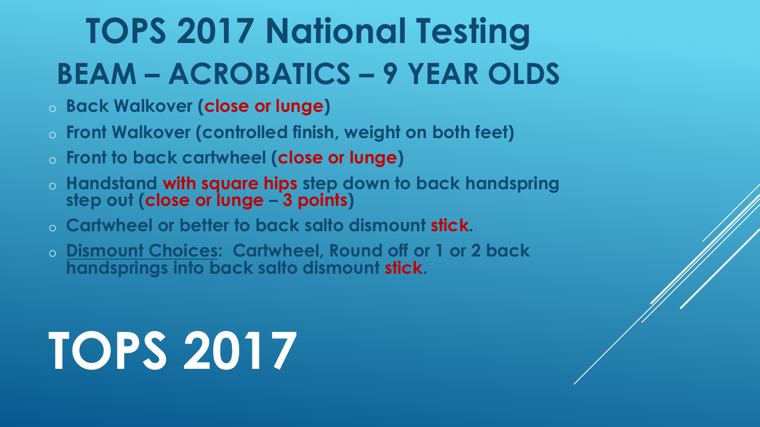# TOPS 2017 National Testing

## BEAM – ACROBATICS – 9 YEAR OLDS

- **Back Walkover (close or lunge)**
- **Front Walkover (controlled finish, weight on both feet)**
- **Front to back cartwheel (close or lunge)**
- **Handstand with square hips step down to back handspring step out (close or lunge – 3 points)**
- **Cartwheel or better to back salto dismount stick.**
- **Dismount Choices: Cartwheel, Round off or 1 or 2 back handsprings into back salto dismount stick.**

# TOPS 2017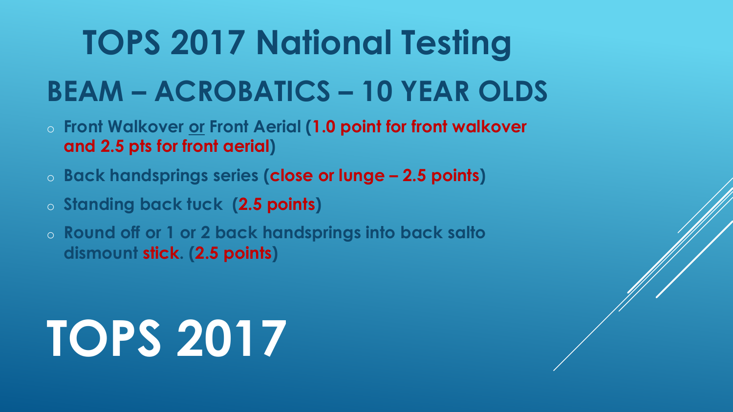# TOPS 2017 National Testing

## BEAM – ACROBATICS – 10 YEAR OLDS

- **Front Walkover** **<u>or</u>** **Front Aerial (1.0 point for front walkover and 2.5 pts for front aerial)**
- **Back handsprings series (close or lunge – 2.5 points)**
- **Standing back tuck (2.5 points)**
- **Round off or 1 or 2 back handsprings into back salto dismount stick. (2.5 points)**

# TOPS 2017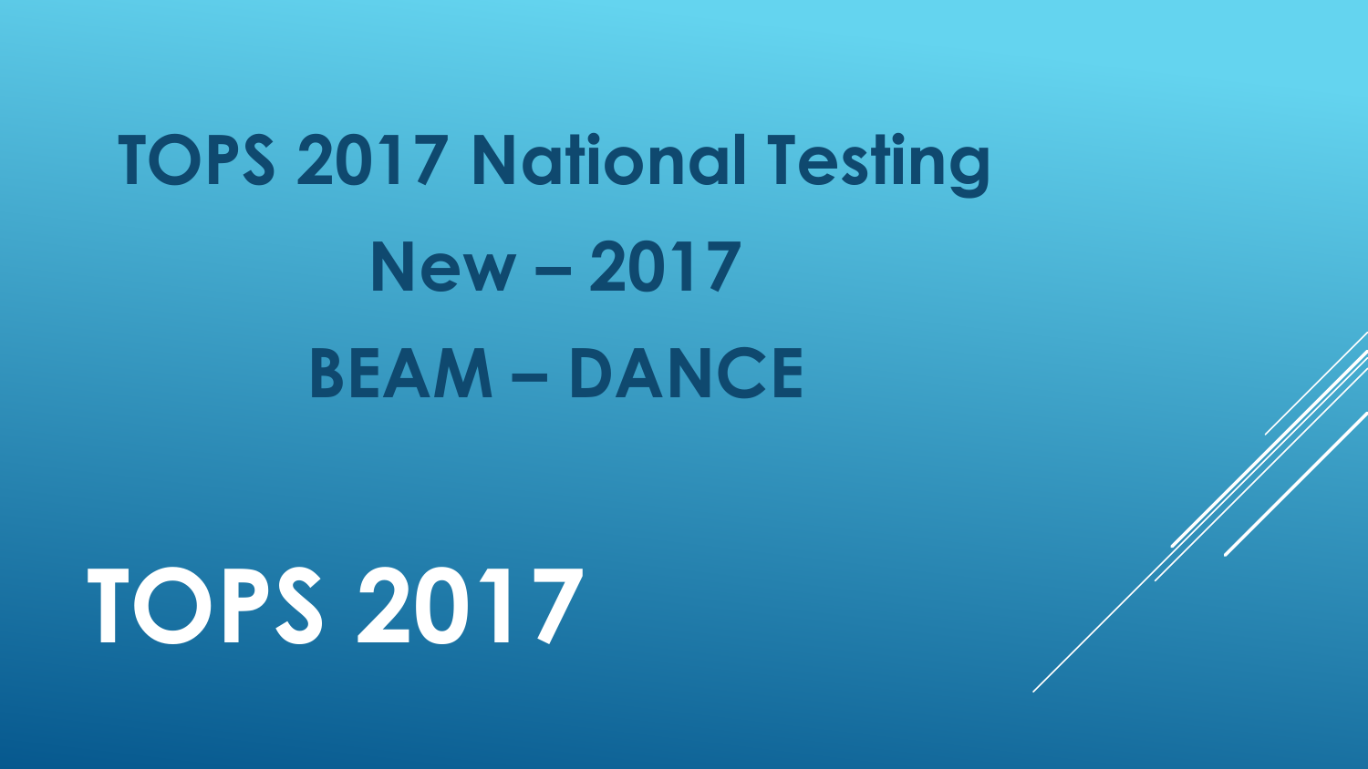## TOPS 2017 National Testing

## New – 2017

## BEAM – DANCE

# TOPS 2017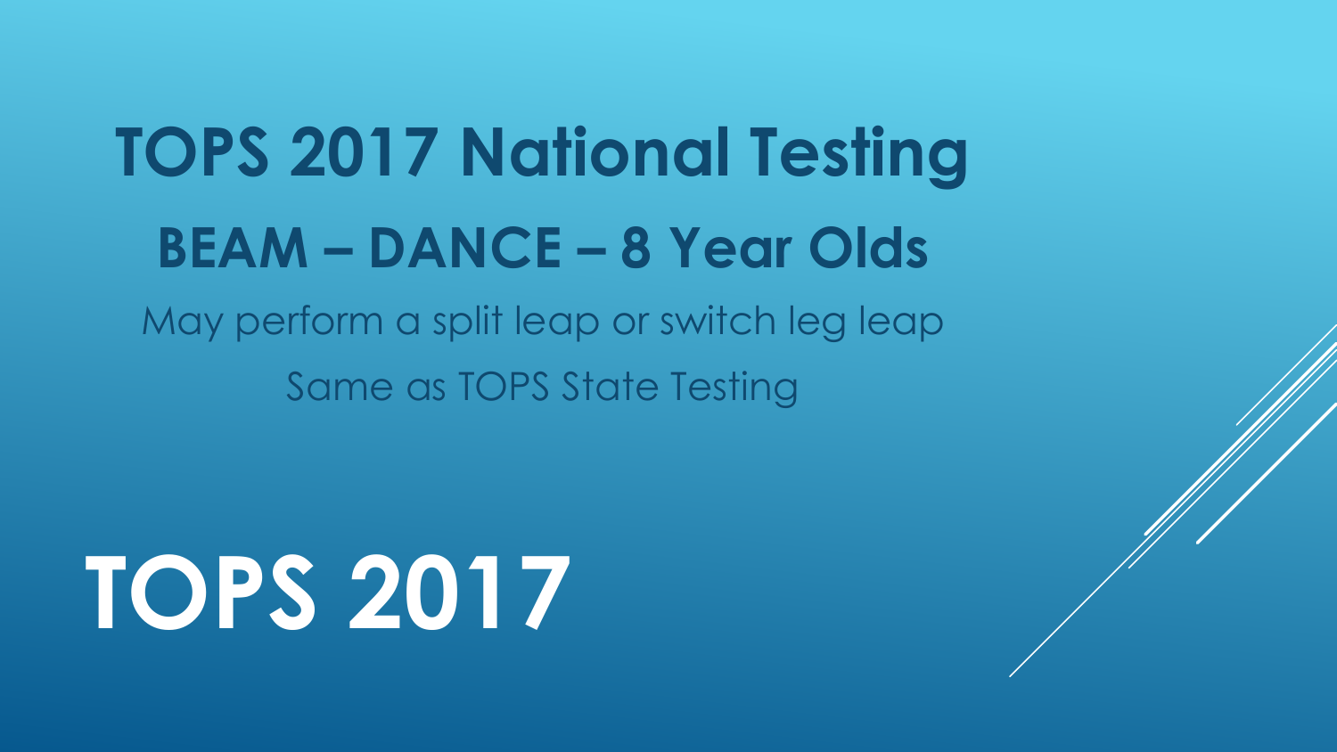# TOPS 2017 National Testing

## BEAM – DANCE – 8 Year Olds

May perform a split leap or switch leg leap

Same as TOPS State Testing

# TOPS 2017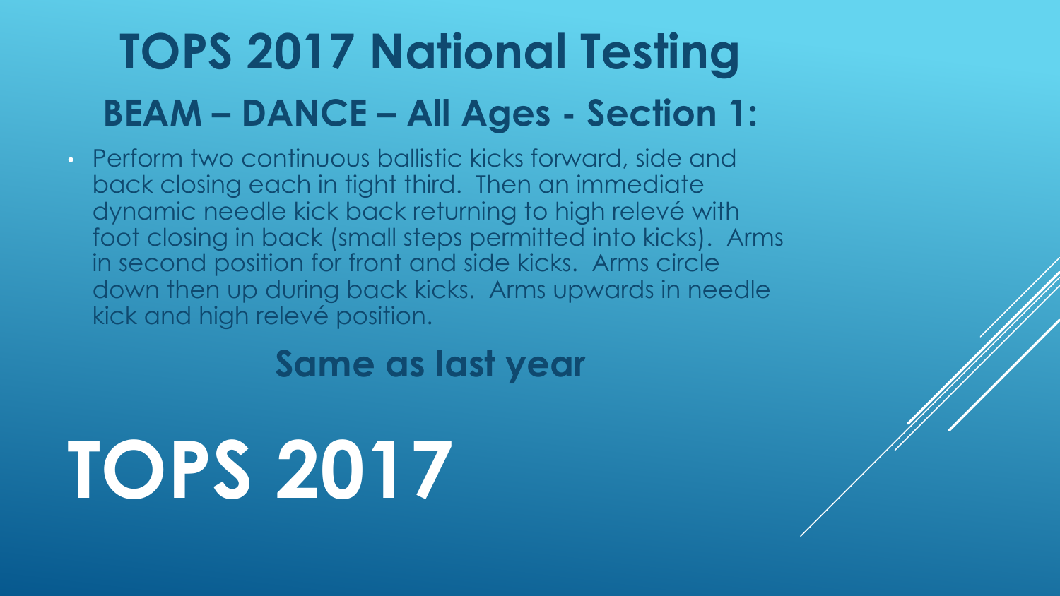# TOPS 2017 National Testing

## BEAM – DANCE – All Ages - Section 1:

- Perform two continuous ballistic kicks forward, side and back closing each in tight third. Then an immediate dynamic needle kick back returning to high relevé with foot closing in back (small steps permitted into kicks). Arms in second position for front and side kicks. Arms circle down then up during back kicks. Arms upwards in needle kick and high relevé position.

**Same as last year**

# TOPS 2017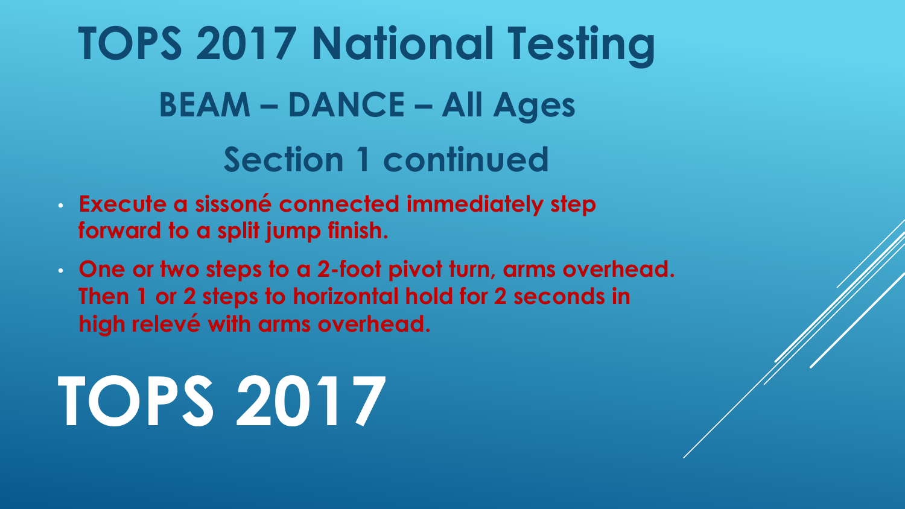# TOPS 2017 National Testing

## BEAM – DANCE – All Ages

## Section 1 continued

- **Execute a sissoné connected immediately step forward to a split jump finish.**
- **One or two steps to a 2-foot pivot turn, arms overhead. Then 1 or 2 steps to horizontal hold for 2 seconds in high relevé with arms overhead.**

# TOPS 2017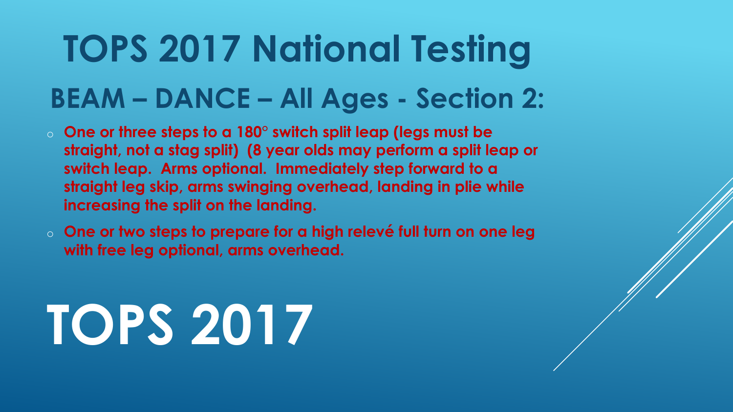# TOPS 2017 National Testing

## BEAM – DANCE – All Ages - Section 2:

- **One or three steps to a 180° switch split leap (legs must be straight, not a stag split) (8 year olds may perform a split leap or switch leap. Arms optional. Immediately step forward to a straight leg skip, arms swinging overhead, landing in plie while increasing the split on the landing.**
- **One or two steps to prepare for a high relevé full turn on one leg with free leg optional, arms overhead.**

# TOPS 2017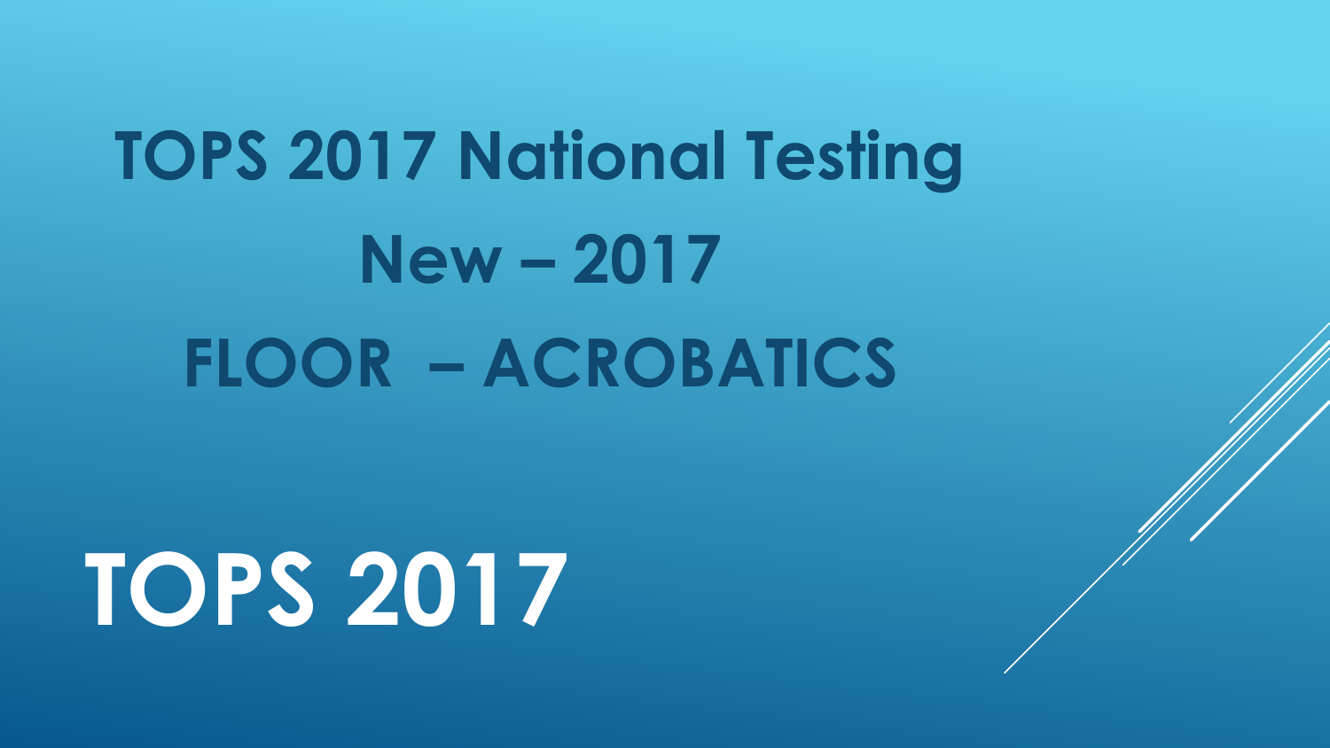# TOPS 2017 National Testing

## New – 2017

## FLOOR – ACROBATICS

# TOPS 2017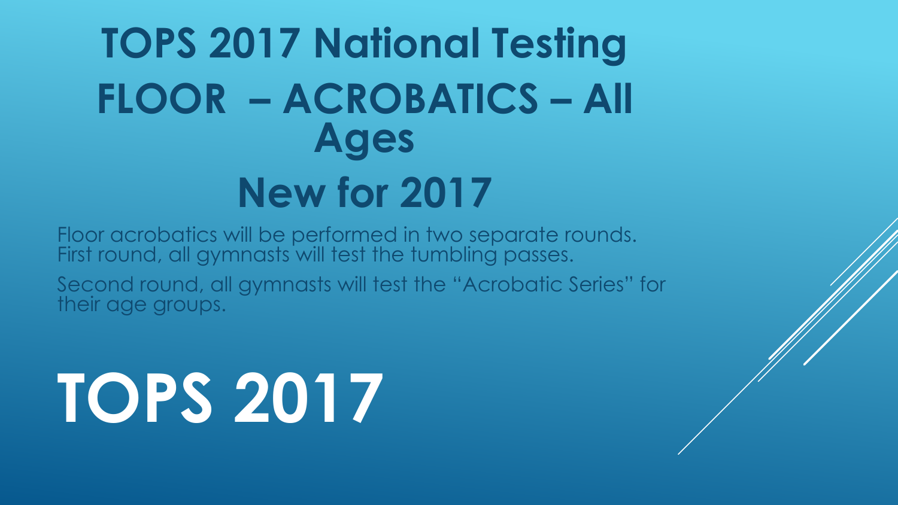# TOPS 2017 National Testing FLOOR – ACROBATICS – All Ages

## New for 2017

Floor acrobatics will be performed in two separate rounds. First round, all gymnasts will test the tumbling passes.

Second round, all gymnasts will test the "Acrobatic Series" for their age groups.

# TOPS 2017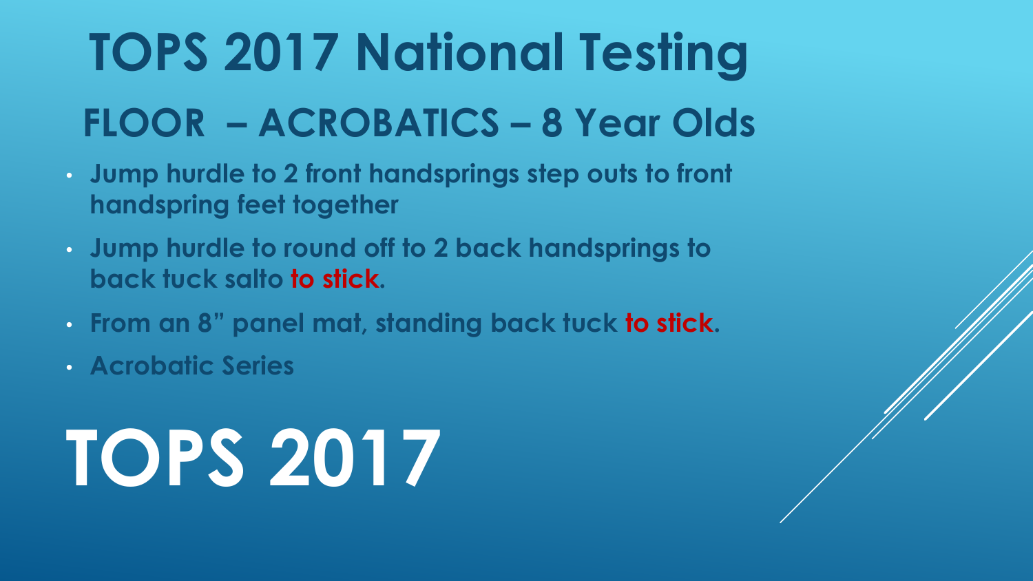# TOPS 2017 National Testing

## FLOOR – ACROBATICS – 8 Year Olds

- Jump hurdle to 2 front handsprings step outs to front handspring feet together
- Jump hurdle to round off to 2 back handsprings to back tuck salto **to stick**.
- From an 8" panel mat, standing back tuck **to stick**.
- Acrobatic Series

# TOPS 2017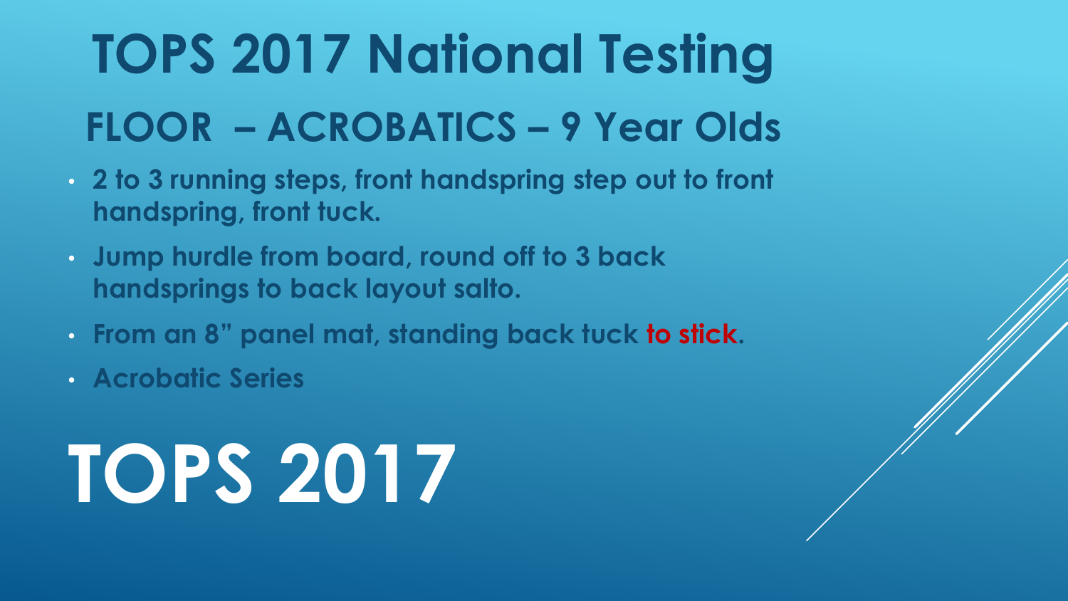# TOPS 2017 National Testing

## FLOOR – ACROBATICS – 9 Year Olds

- **2 to 3 running steps, front handspring step out to front handspring, front tuck.**
- **Jump hurdle from board, round off to 3 back handsprings to back layout salto.**
- **From an 8" panel mat, standing back tuck to stick.**
- **Acrobatic Series**

# TOPS 2017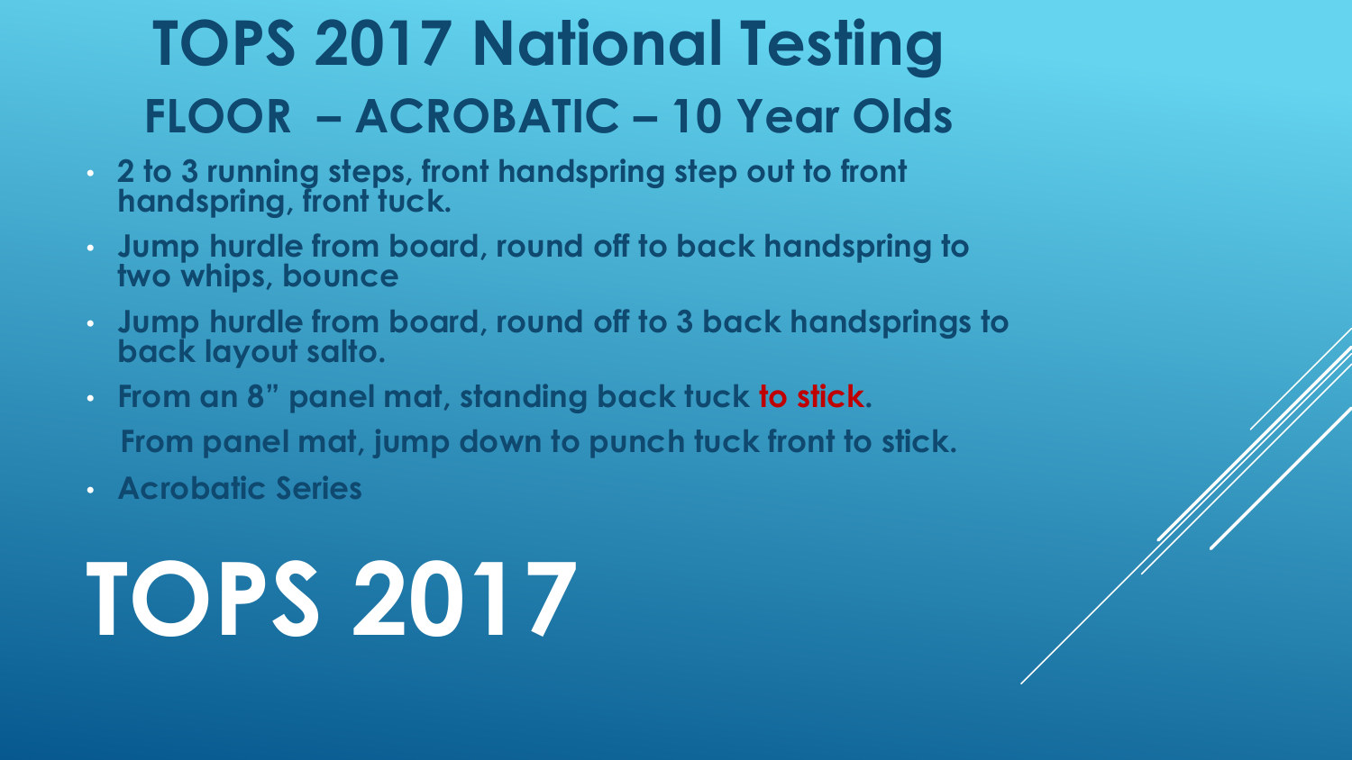# TOPS 2017 National Testing

## FLOOR – ACROBATIC – 10 Year Olds

- 2 to 3 running steps, front handspring step out to front handspring, front tuck.
- Jump hurdle from board, round off to back handspring to two whips, bounce
- Jump hurdle from board, round off to 3 back handsprings to back layout salto.
- From an 8" panel mat, standing back tuck to stick.

  From panel mat, jump down to punch tuck front to stick.
- Acrobatic Series

# TOPS 2017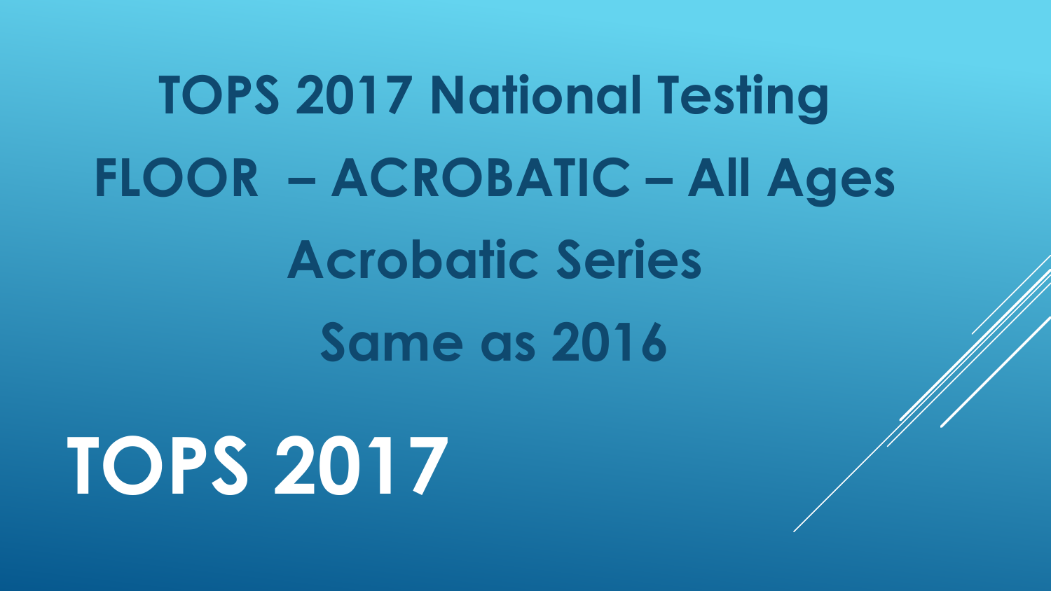# TOPS 2017 National Testing

## FLOOR – ACROBATIC – All Ages

## Acrobatic Series

## Same as 2016

# TOPS 2017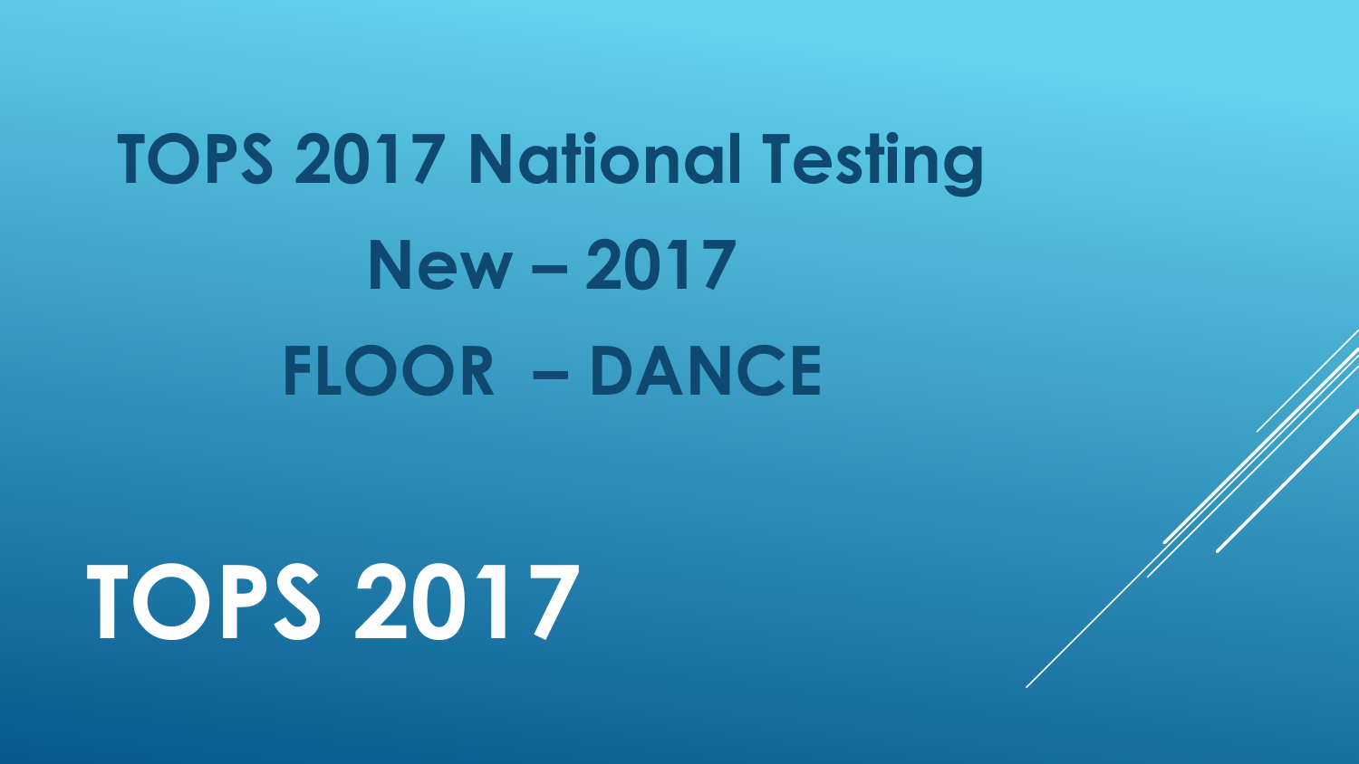# TOPS 2017 National Testing

# New – 2017

# FLOOR – DANCE

# TOPS 2017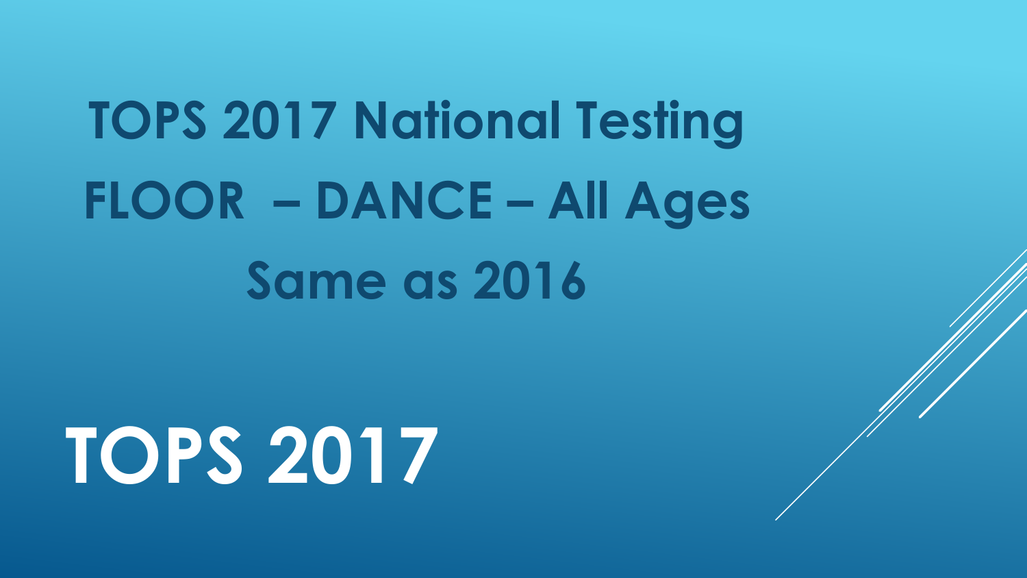# TOPS 2017 National Testing

## FLOOR – DANCE – All Ages

## Same as 2016

# TOPS 2017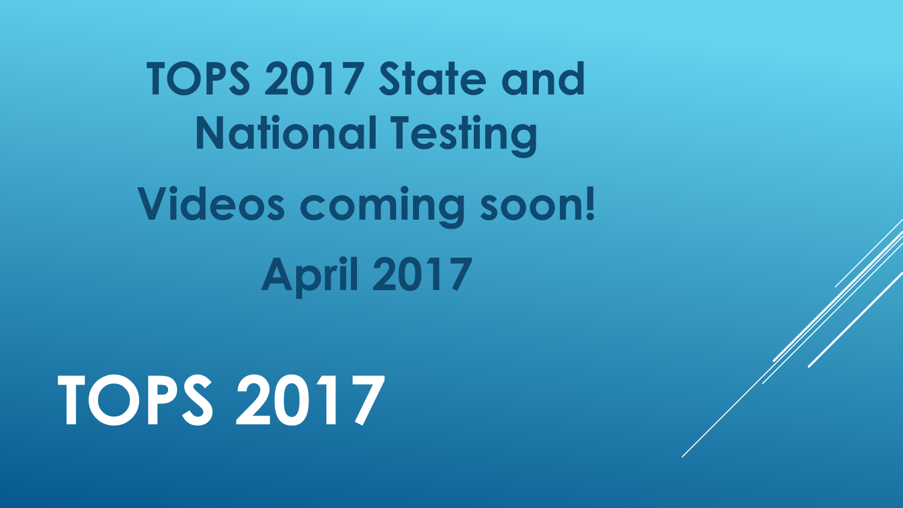# TOPS 2017

**TOPS 2017 State and National Testing**

**Videos coming soon!**

**April 2017**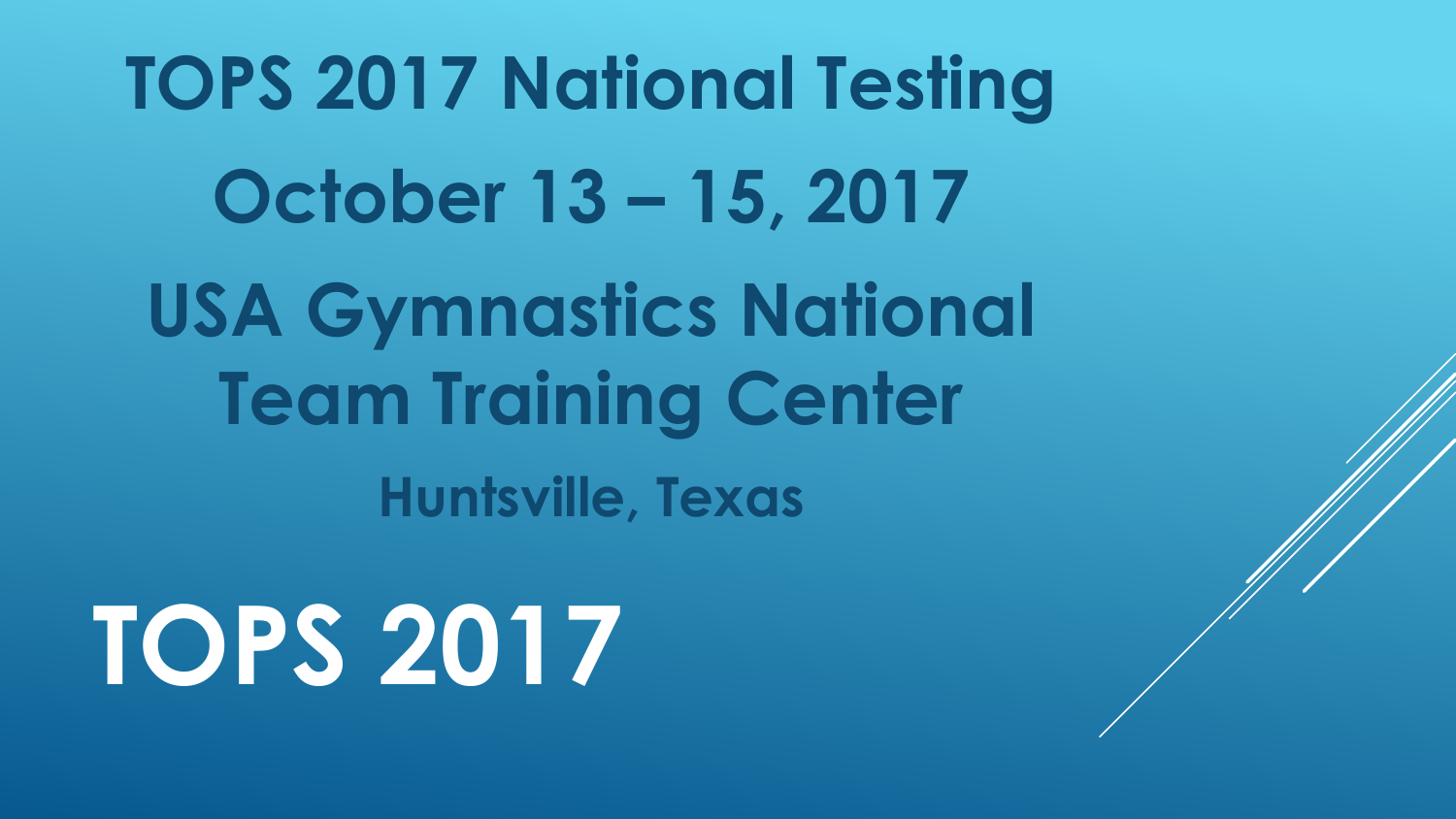# TOPS 2017 National Testing

## October 13 – 15, 2017

## USA Gymnastics National Team Training Center

### Huntsville, Texas

# TOPS 2017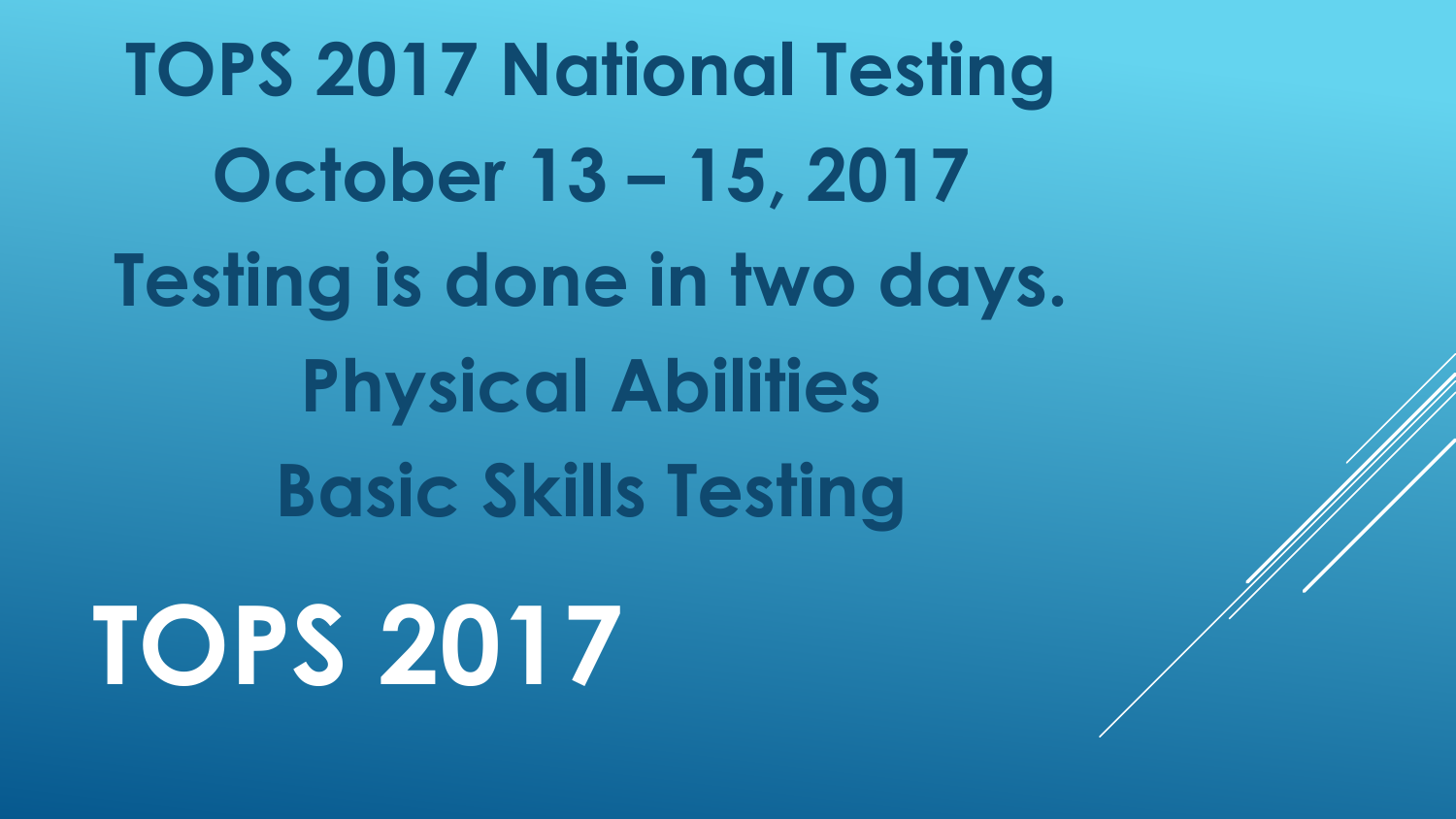# TOPS 2017

**TOPS 2017 National Testing**

**October 13 – 15, 2017**

**Testing is done in two days.**

**Physical Abilities**

**Basic Skills Testing**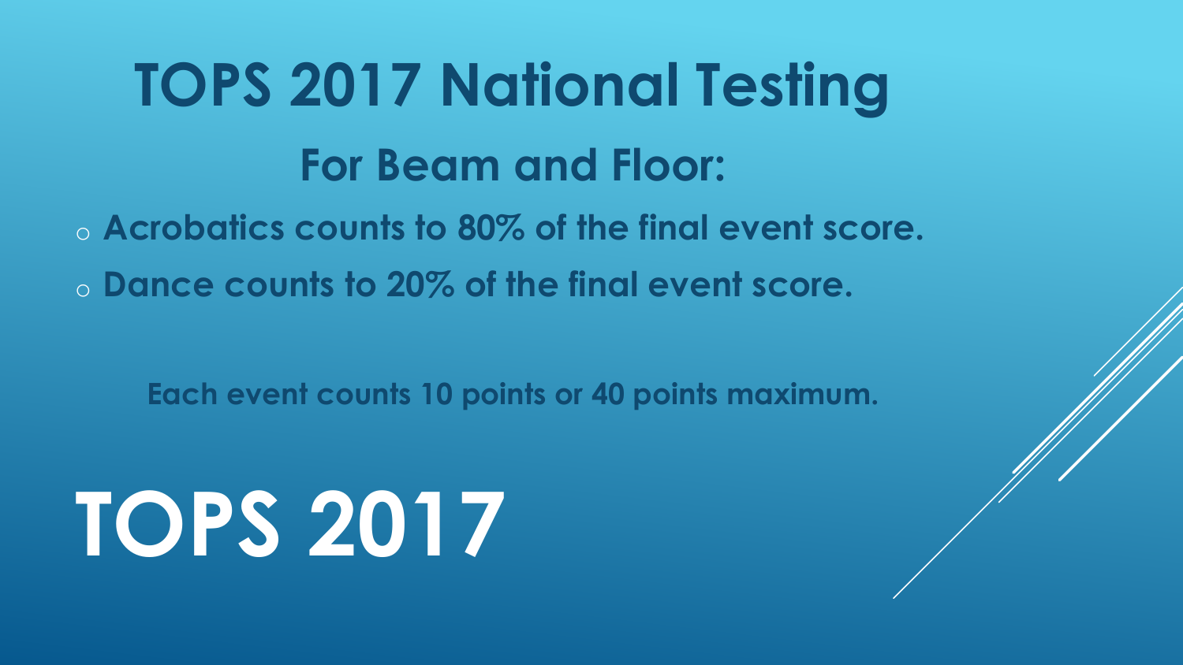# TOPS 2017 National Testing

## For Beam and Floor:

- Acrobatics counts to 80% of the final event score.
- Dance counts to 20% of the final event score.

**Each event counts 10 points or 40 points maximum.**

# TOPS 2017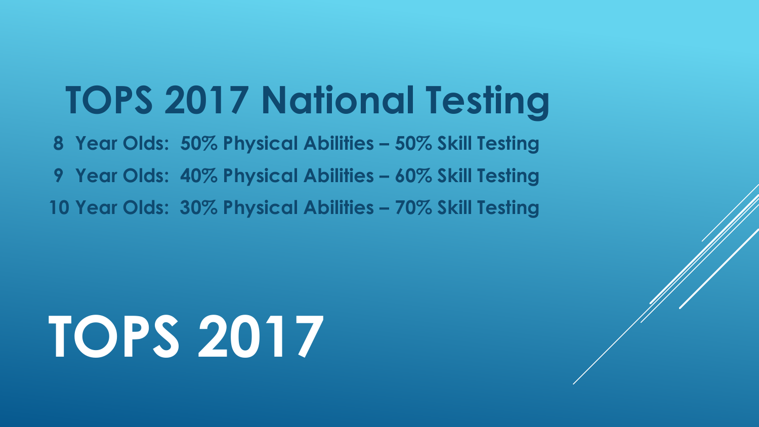# TOPS 2017 National Testing

**8 Year Olds: 50% Physical Abilities – 50% Skill Testing**

**9 Year Olds: 40% Physical Abilities – 60% Skill Testing**

**10 Year Olds: 30% Physical Abilities – 70% Skill Testing**

# TOPS 2017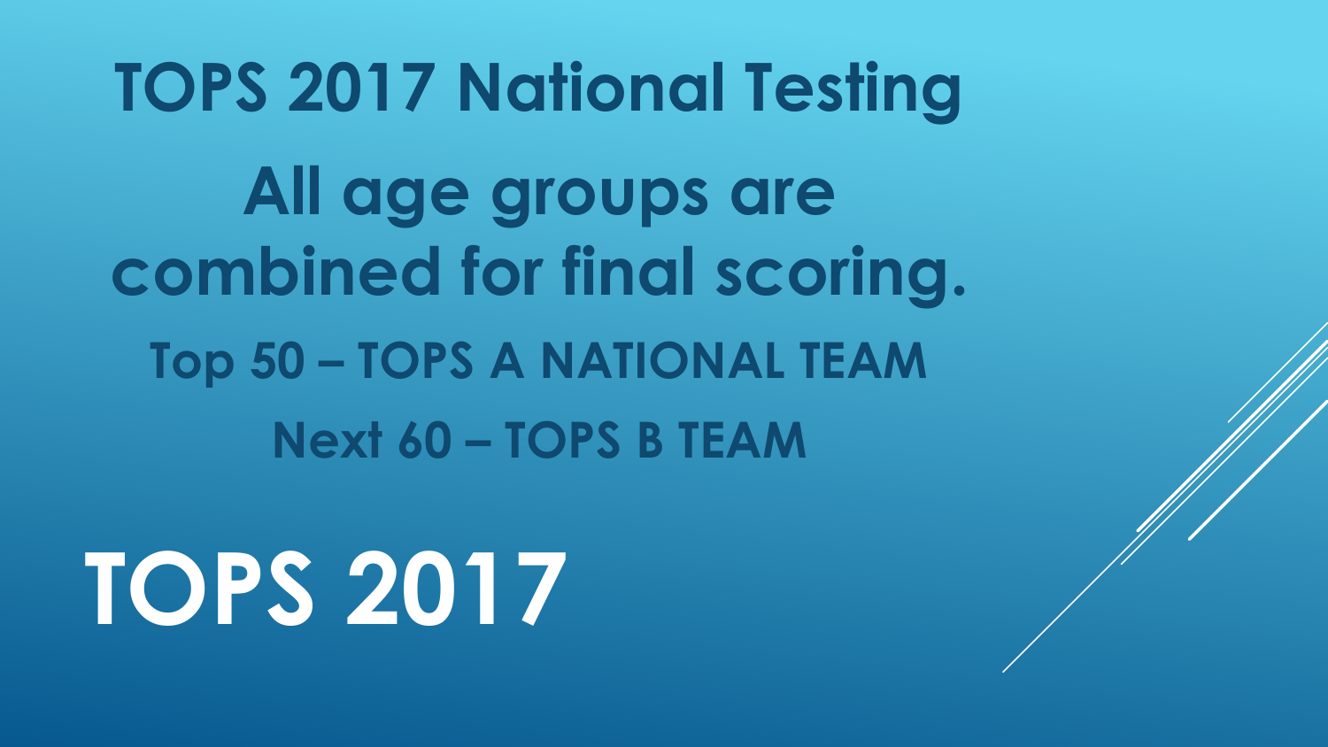# TOPS 2017 National Testing

## All age groups are combined for final scoring.

### Top 50 – TOPS A NATIONAL TEAM

### Next 60 – TOPS B TEAM

# TOPS 2017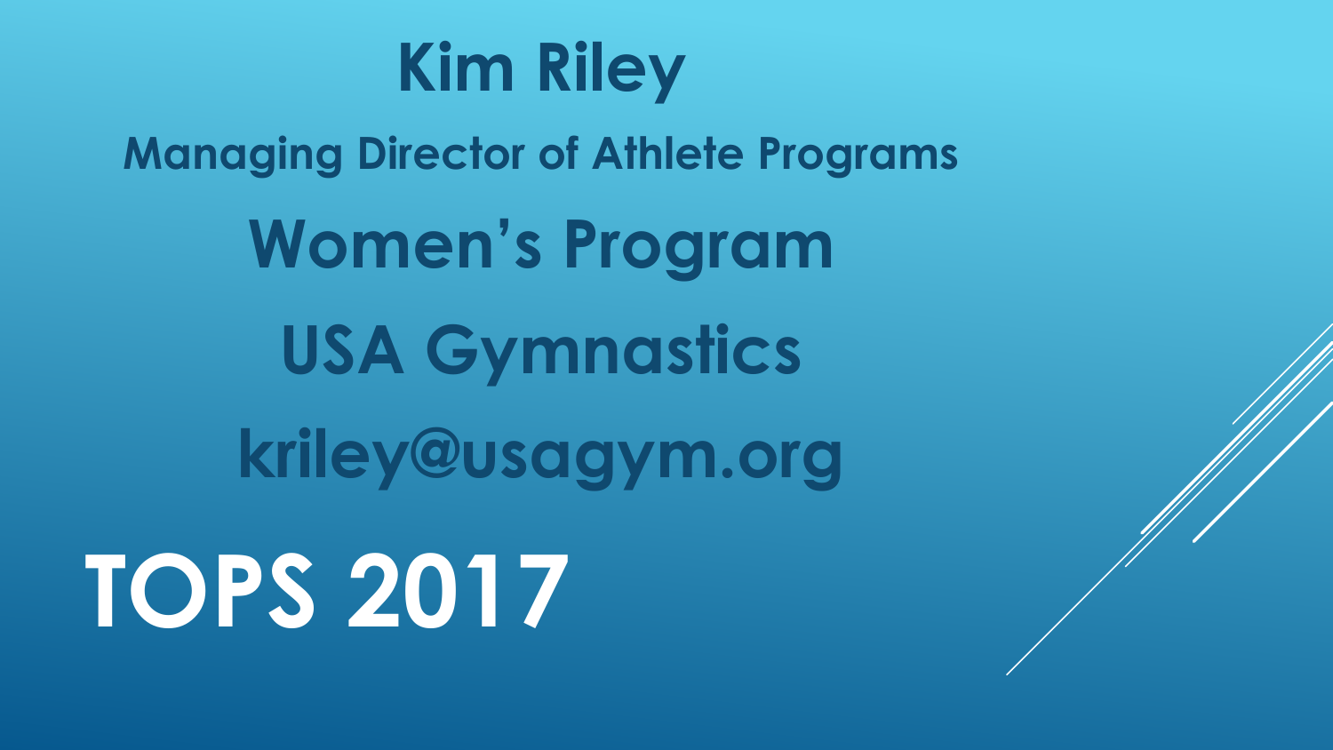**Kim Riley**

**Managing Director of Athlete Programs**

**Women's Program**

**USA Gymnastics**

**kriley@usagym.org**

# TOPS 2017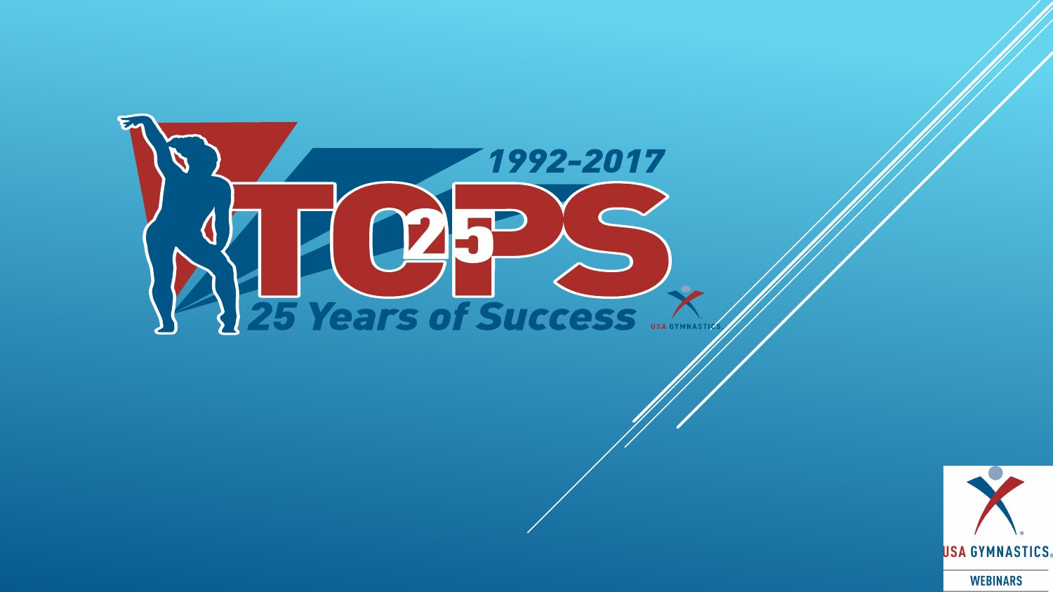1992-2017

TOPS 25

25 Years of Success

USA GYMNASTICS

USA GYMNASTICS

WEBINARS